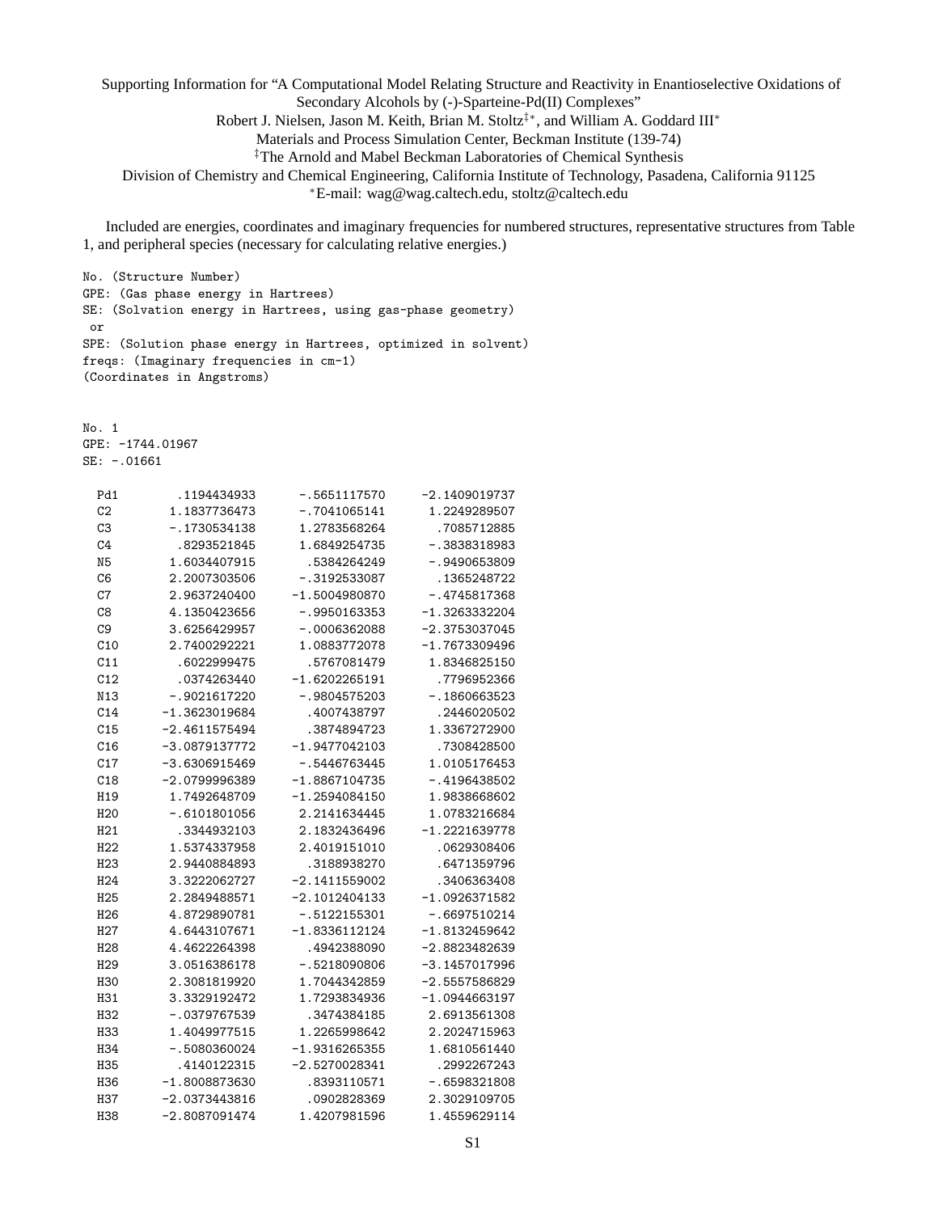# Supporting Information for "A Computational Model Relating Structure and Reactivity in Enantioselective Oxidations of Secondary Alcohols by (-)-Sparteine-Pd(II) Complexes"

Robert J. Nielsen, Jason M. Keith, Brian M. Stoltz[‡*], and William A. Goddard III[*]

Materials and Process Simulation Center, Beckman Institute (139-74)

[‡]The Arnold and Mabel Beckman Laboratories of Chemical Synthesis

Division of Chemistry and Chemical Engineering, California Institute of Technology, Pasadena, California 91125

[*]E-mail: wag@wag.caltech.edu, stoltz@caltech.edu

Included are energies, coordinates and imaginary frequencies for numbered structures, representative structures from Table 1, and peripheral species (necessary for calculating relative energies.)

```
No. (Structure Number)
GPE: (Gas phase energy in Hartrees)
SE: (Solvation energy in Hartrees, using gas-phase geometry)
 or
SPE: (Solution phase energy in Hartrees, optimized in solvent)
freqs: (Imaginary frequencies in cm-1)
(Coordinates in Angstroms)
```

```
No. 1
GPE: -1744.01967
SE: -.01661

  Pd1        .1194434933      -.5651117570     -2.1409019737
  C2        1.1837736473      -.7041065141      1.2249289507
  C3        -.1730534138      1.2783568264       .7085712885
  C4         .8293521845      1.6849254735      -.3838318983
  N5        1.6034407915       .5384264249      -.9490653809
  C6        2.2007303506      -.3192533087       .1365248722
  C7        2.9637240400     -1.5004980870      -.4745817368
  C8        4.1350423656      -.9950163353     -1.3263332204
  C9        3.6256429957      -.0006362088     -2.3753037045
  C10       2.7400292221      1.0883772078     -1.7673309496
  C11        .6022999475       .5767081479      1.8346825150
  C12        .0374263440     -1.6202265191       .7796952366
  N13       -.9021617220      -.9804575203      -.1860663523
  C14      -1.3623019684       .4007438797       .2446020502
  C15      -2.4611575494       .3874894723      1.3367272900
  C16      -3.0879137772     -1.9477042103       .7308428500
  C17      -3.6306915469      -.5446763445      1.0105176453
  C18      -2.0799996389     -1.8867104735      -.4196438502
  H19       1.7492648709     -1.2594084150      1.9838668602
  H20       -.6101801056      2.2141634445      1.0783216684
  H21        .3344932103      2.1832436496     -1.2221639778
  H22       1.5374337958      2.4019151010       .0629308406
  H23       2.9440884893       .3188938270       .6471359796
  H24       3.3222062727     -2.1411559002       .3406363408
  H25       2.2849488571     -2.1012404133     -1.0926371582
  H26       4.8729890781      -.5122155301      -.6697510214
  H27       4.6443107671     -1.8336112124     -1.8132459642
  H28       4.4622264398       .4942388090     -2.8823482639
  H29       3.0516386178      -.5218090806     -3.1457017996
  H30       2.3081819920      1.7044342859     -2.5557586829
  H31       3.3329192472      1.7293834936     -1.0944663197
  H32       -.0379767539       .3474384185      2.6913561308
  H33       1.4049977515      1.2265998642      2.2024715963
  H34       -.5080360024     -1.9316265355      1.6810561440
  H35        .4140122315     -2.5270028341       .2992267243
  H36      -1.8008873630       .8393110571      -.6598321808
  H37      -2.0373443816       .0902828369      2.3029109705
  H38      -2.8087091474      1.4207981596      1.4559629114
```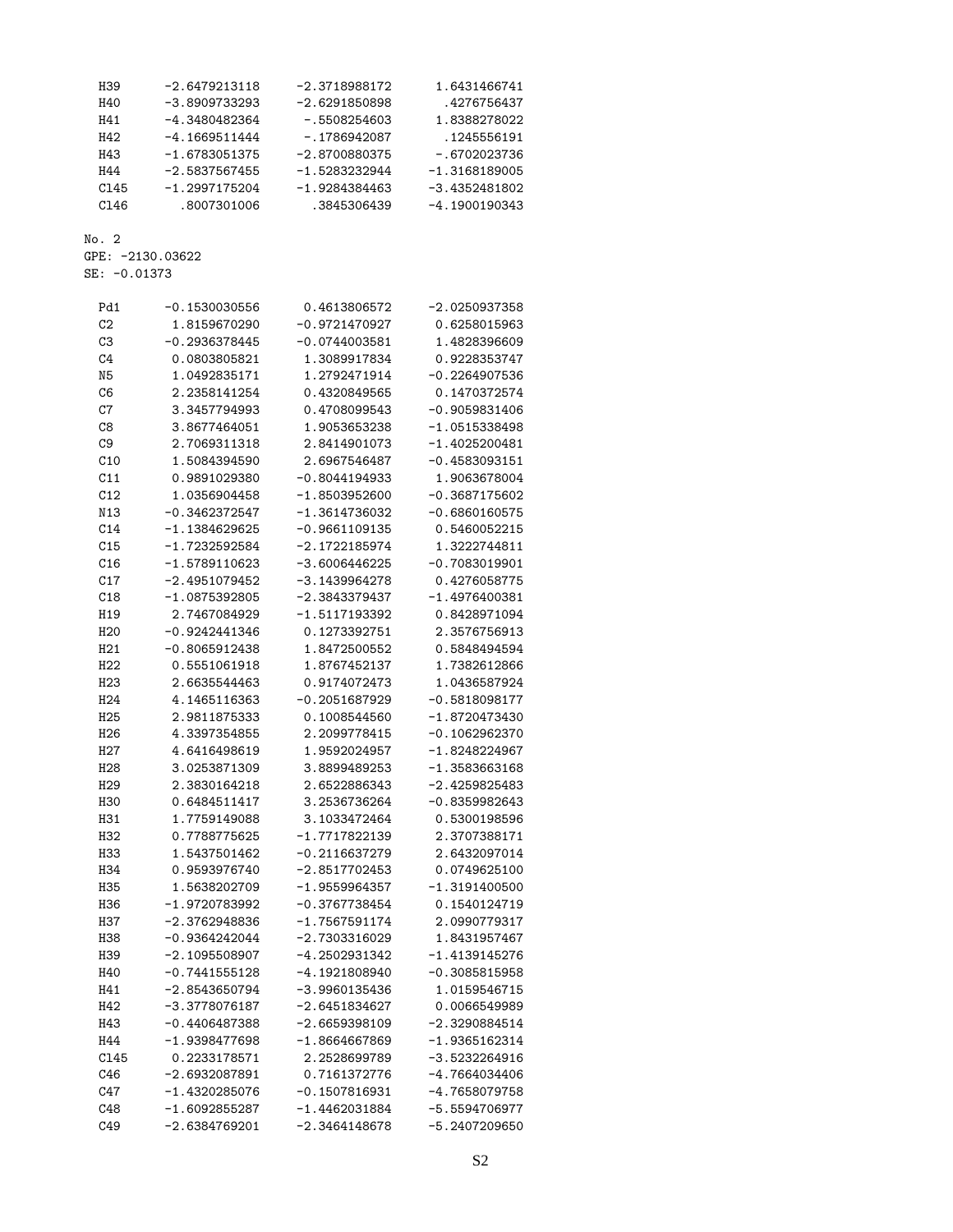| | | | |
|---|---|---|---|
| H39 | -2.6479213118 | -2.3718988172 | 1.6431466741 |
| H40 | -3.8909733293 | -2.6291850898 | .4276756437 |
| H41 | -4.3480482364 | -.5508254603 | 1.8388278022 |
| H42 | -4.1669511444 | -.1786942087 | .1245556191 |
| H43 | -1.6783051375 | -2.8700880375 | -.6702023736 |
| H44 | -2.5837567455 | -1.5283232944 | -1.3168189005 |
| Cl45 | -1.2997175204 | -1.9284384463 | -3.4352481802 |
| Cl46 | .8007301006 | .3845306439 | -4.1900190343 |

No. 2

GPE: -2130.03622

SE: -0.01373

| | | | |
|---|---|---|---|
| Pd1 | -0.1530030556 | 0.4613806572 | -2.0250937358 |
| C2 | 1.8159670290 | -0.9721470927 | 0.6258015963 |
| C3 | -0.2936378445 | -0.0744003581 | 1.4828396609 |
| C4 | 0.0803805821 | 1.3089917834 | 0.9228353747 |
| N5 | 1.0492835171 | 1.2792471914 | -0.2264907536 |
| C6 | 2.2358141254 | 0.4320849565 | 0.1470372574 |
| C7 | 3.3457794993 | 0.4708099543 | -0.9059831406 |
| C8 | 3.8677464051 | 1.9053653238 | -1.0515338498 |
| C9 | 2.7069311318 | 2.8414901073 | -1.4025200481 |
| C10 | 1.5084394590 | 2.6967546487 | -0.4583093151 |
| C11 | 0.9891029380 | -0.8044194933 | 1.9063678004 |
| C12 | 1.0356904458 | -1.8503952600 | -0.3687175602 |
| N13 | -0.3462372547 | -1.3614736032 | -0.6860160575 |
| C14 | -1.1384629625 | -0.9661109135 | 0.5460052215 |
| C15 | -1.7232592584 | -2.1722185974 | 1.3222744811 |
| C16 | -1.5789110623 | -3.6006446225 | -0.7083019901 |
| C17 | -2.4951079452 | -3.1439964278 | 0.4276058775 |
| C18 | -1.0875392805 | -2.3843379437 | -1.4976400381 |
| H19 | 2.7467084929 | -1.5117193392 | 0.8428971094 |
| H20 | -0.9242441346 | 0.1273392751 | 2.3576756913 |
| H21 | -0.8065912438 | 1.8472500552 | 0.5848494594 |
| H22 | 0.5551061918 | 1.8767452137 | 1.7382612866 |
| H23 | 2.6635544463 | 0.9174072473 | 1.0436587924 |
| H24 | 4.1465116363 | -0.2051687929 | -0.5818098177 |
| H25 | 2.9811875333 | 0.1008544560 | -1.8720473430 |
| H26 | 4.3397354855 | 2.2099778415 | -0.1062962370 |
| H27 | 4.6416498619 | 1.9592024957 | -1.8248224967 |
| H28 | 3.0253871309 | 3.8899489253 | -1.3583663168 |
| H29 | 2.3830164218 | 2.6522886343 | -2.4259825483 |
| H30 | 0.6484511417 | 3.2536736264 | -0.8359982643 |
| H31 | 1.7759149088 | 3.1033472464 | 0.5300198596 |
| H32 | 0.7788775625 | -1.7717822139 | 2.3707388171 |
| H33 | 1.5437501462 | -0.2116637279 | 2.6432097014 |
| H34 | 0.9593976740 | -2.8517702453 | 0.0749625100 |
| H35 | 1.5638202709 | -1.9559964357 | -1.3191400500 |
| H36 | -1.9720783992 | -0.3767738454 | 0.1540124719 |
| H37 | -2.3762948836 | -1.7567591174 | 2.0990779317 |
| H38 | -0.9364242044 | -2.7303316029 | 1.8431957467 |
| H39 | -2.1095508907 | -4.2502931342 | -1.4139145276 |
| H40 | -0.7441555128 | -4.1921808940 | -0.3085815958 |
| H41 | -2.8543650794 | -3.9960135436 | 1.0159546715 |
| H42 | -3.3778076187 | -2.6451834627 | 0.0066549989 |
| H43 | -0.4406487388 | -2.6659398109 | -2.3290884514 |
| H44 | -1.9398477698 | -1.8664667869 | -1.9365162314 |
| Cl45 | 0.2233178571 | 2.2528699789 | -3.5232264916 |
| C46 | -2.6932087891 | 0.7161372776 | -4.7664034406 |
| C47 | -1.4320285076 | -0.1507816931 | -4.7658079758 |
| C48 | -1.6092855287 | -1.4462031884 | -5.5594706977 |
| C49 | -2.6384769201 | -2.3464148678 | -5.2407209650 |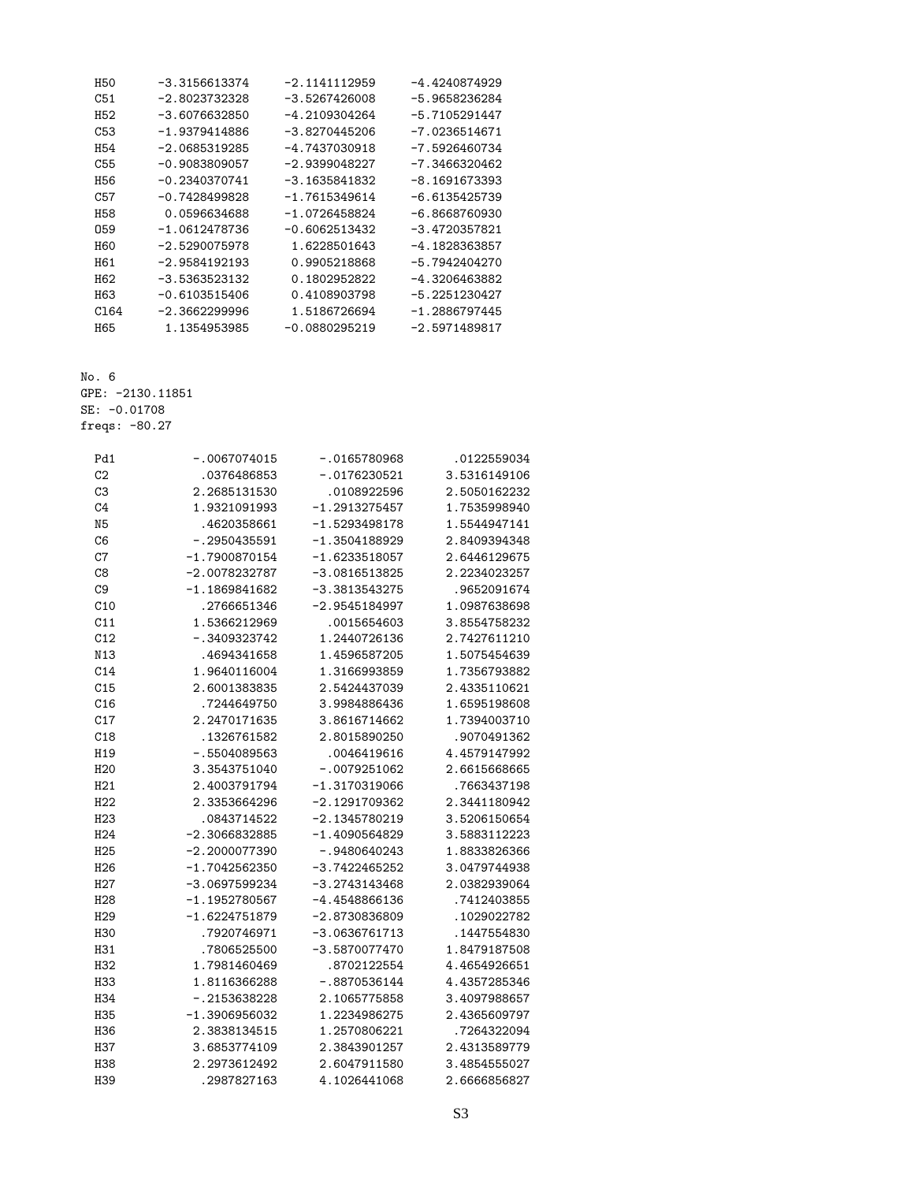```
H50     -3.3156613374    -2.1141112959    -4.4240874929
C51     -2.8023732328    -3.5267426008    -5.9658236284
H52     -3.6076632850    -4.2109304264    -5.7105291447
C53     -1.9379414886    -3.8270445206    -7.0236514671
H54     -2.0685319285    -4.7437030918    -7.5926460734
C55     -0.9083809057    -2.9399048227    -7.3466320462
H56     -0.2340370741    -3.1635841832    -8.1691673393
C57     -0.7428499828    -1.7615349614    -6.6135425739
H58      0.0596634688    -1.0726458824    -6.8668760930
O59     -1.0612478736    -0.6062513432    -3.4720357821
H60     -2.5290075978     1.6228501643    -4.1828363857
H61     -2.9584192193     0.9905218868    -5.7942404270
H62     -3.5363523132     0.1802952822    -4.3206463882
H63     -0.6103515406     0.4108903798    -5.2251230427
Cl64    -2.3662299996     1.5186726694    -1.2886797445
H65      1.1354953985    -0.0880295219    -2.5971489817
```

No. 6
GPE: -2130.11851
SE: -0.01708
freqs: -80.27

```
Pd1      -.0067074015     -.0165780968      .0122559034
C2        .0376486853     -.0176230521     3.5316149106
C3       2.2685131530      .0108922596     2.5050162232
C4       1.9321091993    -1.2913275457     1.7535998940
N5        .4620358661    -1.5293498178     1.5544947141
C6       -.2950435591    -1.3504188929     2.8409394348
C7      -1.7900870154    -1.6233518057     2.6446129675
C8      -2.0078232787    -3.0816513825     2.2234023257
C9      -1.1869841682    -3.3813543275      .9652091674
C10       .2766651346    -2.9545184997     1.0987638698
C11      1.5366212969      .0015654603     3.8554758232
C12      -.3409323742     1.2440726136     2.7427611210
N13       .4694341658     1.4596587205     1.5075454639
C14      1.9640116004     1.3166993859     1.7356793882
C15      2.6001383835     2.5424437039     2.4335110621
C16       .7244649750     3.9984886436     1.6595198608
C17      2.2470171635     3.8616714662     1.7394003710
C18       .1326761582     2.8015890250      .9070491362
H19      -.5504089563      .0046419616     4.4579147992
H20      3.3543751040     -.0079251062     2.6615668665
H21      2.4003791794    -1.3170319066      .7663437198
H22      2.3353664296    -2.1291709362     2.3441180942
H23       .0843714522    -2.1345780219     3.5206150654
H24     -2.3066832885    -1.4090564829     3.5883112223
H25     -2.2000077390     -.9480640243     1.8833826366
H26     -1.7042562350    -3.7422465252     3.0479744938
H27     -3.0697599234    -3.2743143468     2.0382939064
H28     -1.1952780567    -4.4548866136      .7412403855
H29     -1.6224751879    -2.8730836809      .1029022782
H30       .7920746971    -3.0636761713      .1447554830
H31       .7806525500    -3.5870077470     1.8479187508
H32      1.7981460469      .8702122554     4.4654926651
H33      1.8116366288     -.8870536144     4.4357285346
H34      -.2153638228     2.1065775858     3.4097988657
H35     -1.3906956032     1.2234986275     2.4365609797
H36      2.3838134515     1.2570806221      .7264322094
H37      3.6853774109     2.3843901257     2.4313589779
H38      2.2973612492     2.6047911580     3.4854555027
H39       .2987827163     4.1026441068     2.6666856827
```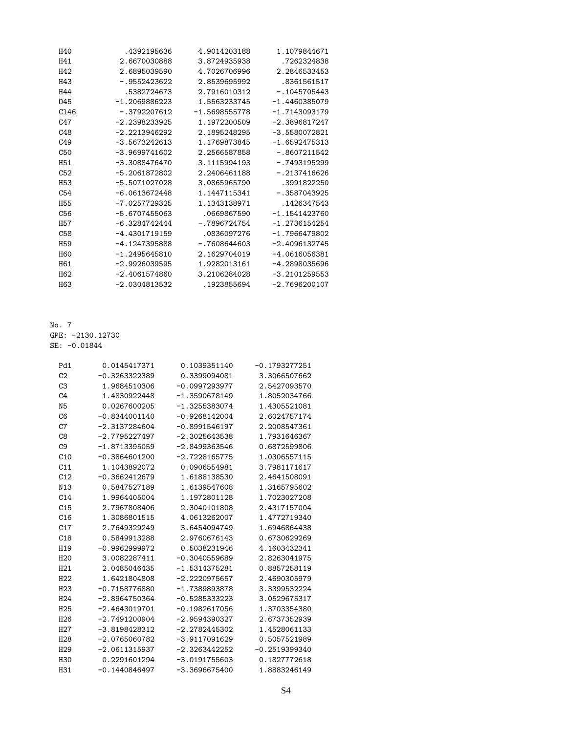```
H40          .4392195636     4.9014203188     1.1079844671
H41         2.6670030888     3.8724935938      .7262324838
H42         2.6895039590     4.7026706996     2.2846533453
H43         -.9552423622     2.8539695992      .8361561517
H44          .5382724673     2.7916010312     -.1045705443
O45        -1.2069886223     1.5563233745    -1.4460385079
Cl46        -.3792207612    -1.5698555778    -1.7143093179
C47        -2.2398233925     1.1972200509    -2.3896817247
C48        -2.2213946292     2.1895248295    -3.5580072821
C49        -3.5673242613     1.1769873845    -1.6592475313
C50        -3.9699741602     2.2566587858     -.8607211542
H51        -3.3088476470     3.1115994193     -.7493195299
C52        -5.2061872802     2.2406461188     -.2137416626
H53        -5.5071027028     3.0865965790      .3991822250
C54        -6.0613672448     1.1447115341     -.3587043925
H55        -7.0257729325     1.1343138971      .1426347543
C56        -5.6707455063      .0669867590    -1.1541423760
H57        -6.3284742444     -.7896724754    -1.2736154254
C58        -4.4301719159      .0836097276    -1.7966479802
H59        -4.1247395888     -.7608644603    -2.4096132745
H60        -1.2495645810     2.1629704019    -4.0616056381
H61        -2.9926039595     1.9282013161    -4.2898035696
H62        -2.4061574860     3.2106284028    -3.2101259553
H63        -2.0304813532      .1923855694    -2.7696200107
```

No. 7
GPE: -2130.12730
SE: -0.01844

```
Pd1      0.0145417371     0.1039351140    -0.1793277251
C2      -0.3263322389     0.3399094081     3.3066507662
C3       1.9684510306    -0.0997293977     2.5427093570
C4       1.4830922448    -1.3590678149     1.8052034766
N5       0.0267600205    -1.3255383074     1.4305521081
C6      -0.8344001140    -0.9268142004     2.6024757174
C7      -2.3137284604    -0.8991546197     2.2008547361
C8      -2.7795227497    -2.3025643538     1.7931646367
C9      -1.8713395059    -2.8499363546     0.6872599806
C10     -0.3864601200    -2.7228165775     1.0306557115
C11      1.1043892072     0.0906554981     3.7981171617
C12     -0.3662412679     1.6188138530     2.4641508091
N13      0.5847527189     1.6139547608     1.3165795602
C14      1.9964405004     1.1972801128     1.7023027208
C15      2.7967808406     2.3040101808     2.4317157004
C16      1.3086801515     4.0613262007     1.4772719340
C17      2.7649329249     3.6454094749     1.6946864438
C18      0.5849913288     2.9760676143     0.6730629269
H19     -0.9962999972     0.5038231946     4.1603432341
H20      3.0082287411    -0.3040559689     2.8263041975
H21      2.0485046435    -1.5314375281     0.8857258119
H22      1.6421804808    -2.2220975657     2.4690305979
H23     -0.7158776880    -1.7389893878     3.3399532224
H24     -2.8964750364    -0.5285333223     3.0529675317
H25     -2.4643019701    -0.1982617056     1.3703354380
H26     -2.7491200904    -2.9594390327     2.6737352939
H27     -3.8198428312    -2.2782445302     1.4528061133
H28     -2.0765060782    -3.9117091629     0.5057521989
H29     -2.0611315937    -2.3263442252    -0.2519399340
H30      0.2291601294    -3.0191755603     0.1827772618
H31     -0.1440846497    -3.3696675400     1.8883246149
```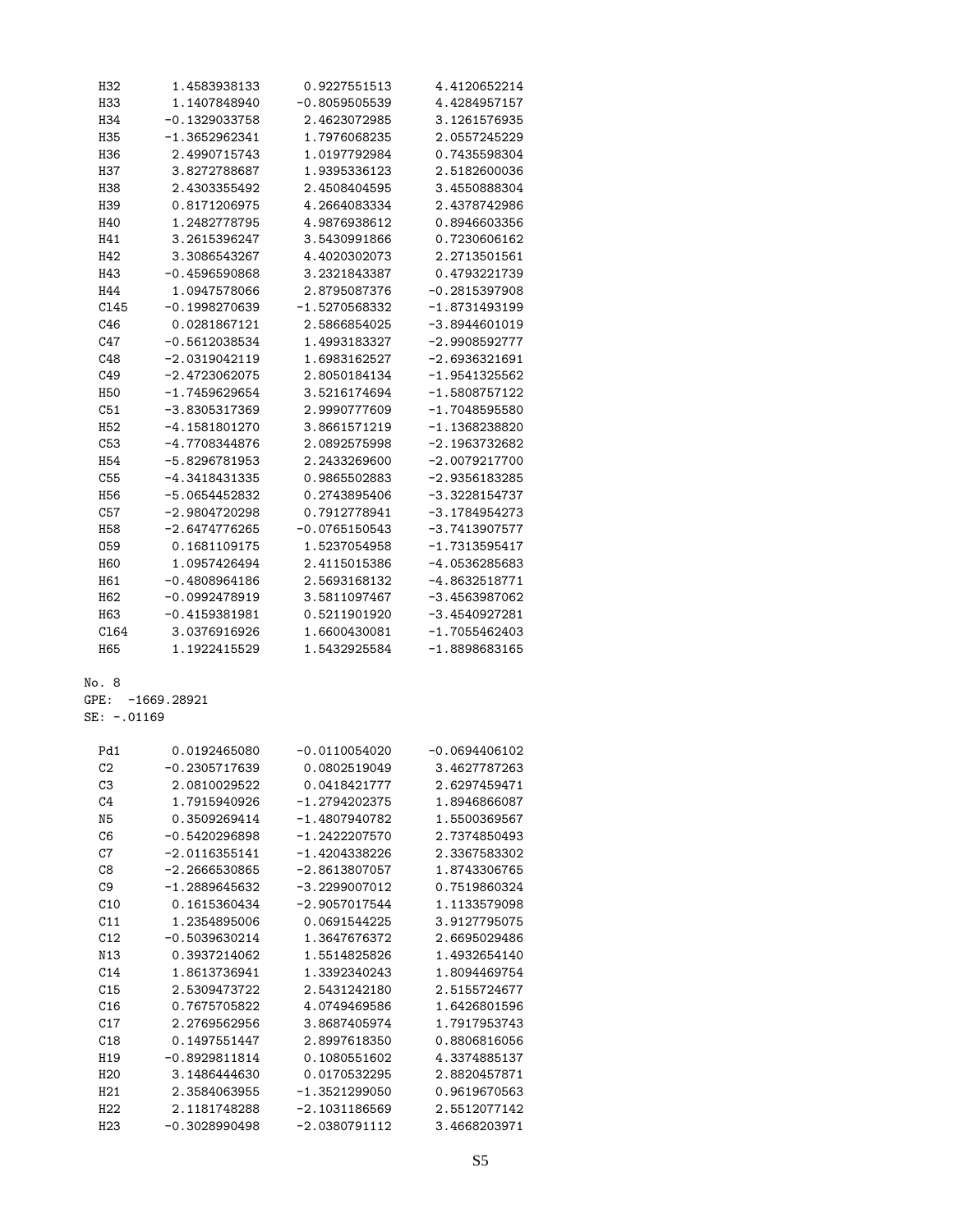```
H32       1.4583938133     0.9227551513     4.4120652214
H33       1.1407848940    -0.8059505539     4.4284957157
H34      -0.1329033758     2.4623072985     3.1261576935
H35      -1.3652962341     1.7976068235     2.0557245229
H36       2.4990715743     1.0197792984     0.7435598304
H37       3.8272788687     1.9395336123     2.5182600036
H38       2.4303355492     2.4508404595     3.4550888304
H39       0.8171206975     4.2664083334     2.4378742986
H40       1.2482778795     4.9876938612     0.8946603356
H41       3.2615396247     3.5430991866     0.7230606162
H42       3.3086543267     4.4020302073     2.2713501561
H43      -0.4596590868     3.2321843387     0.4793221739
H44       1.0947578066     2.8795087376    -0.2815397908
Cl45     -0.1998270639    -1.5270568332    -1.8731493199
C46       0.0281867121     2.5866854025    -3.8944601019
C47      -0.5612038534     1.4993183327    -2.9908592777
C48      -2.0319042119     1.6983162527    -2.6936321691
C49      -2.4723062075     2.8050184134    -1.9541325562
H50      -1.7459629654     3.5216174694    -1.5808757122
C51      -3.8305317369     2.9990777609    -1.7048595580
H52      -4.1581801270     3.8661571219    -1.1368238820
C53      -4.7708344876     2.0892575998    -2.1963732682
H54      -5.8296781953     2.2433269600    -2.0079217700
C55      -4.3418431335     0.9865502883    -2.9356183285
H56      -5.0654452832     0.2743895406    -3.3228154737
C57      -2.9804720298     0.7912778941    -3.1784954273
H58      -2.6474776265    -0.0765150543    -3.7413907577
O59       0.1681109175     1.5237054958    -1.7313595417
H60       1.0957426494     2.4115015386    -4.0536285683
H61      -0.4808964186     2.5693168132    -4.8632518771
H62      -0.0992478919     3.5811097467    -3.4563987062
H63      -0.4159381981     0.5211901920    -3.4540927281
Cl64      3.0376916926     1.6600430081    -1.7055462403
H65       1.1922415529     1.5432925584    -1.8898683165
```

No. 8
GPE: -1669.28921
SE: -.01169

```
Pd1       0.0192465080    -0.0110054020    -0.0694406102
C2       -0.2305717639     0.0802519049     3.4627787263
C3        2.0810029522     0.0418421777     2.6297459471
C4        1.7915940926    -1.2794202375     1.8946866087
N5        0.3509269414    -1.4807940782     1.5500369567
C6       -0.5420296898    -1.2422207570     2.7374850493
C7       -2.0116355141    -1.4204338226     2.3367583302
C8       -2.2666530865    -2.8613807057     1.8743306765
C9       -1.2889645632    -3.2299007012     0.7519860324
C10       0.1615360434    -2.9057017544     1.1133579098
C11       1.2354895006     0.0691544225     3.9127795075
C12      -0.5039630214     1.3647676372     2.6695029486
N13       0.3937214062     1.5514825826     1.4932654140
C14       1.8613736941     1.3392340243     1.8094469754
C15       2.5309473722     2.5431242180     2.5155724677
C16       0.7675705822     4.0749469586     1.6426801596
C17       2.2769562956     3.8687405974     1.7917953743
C18       0.1497551447     2.8997618350     0.8806816056
H19      -0.8929811814     0.1080551602     4.3374885137
H20       3.1486444630     0.0170532295     2.8820457871
H21       2.3584063955    -1.3521299050     0.9619670563
H22       2.1181748288    -2.1031186569     2.5512077142
H23      -0.3028990498    -2.0380791112     3.4668203971
```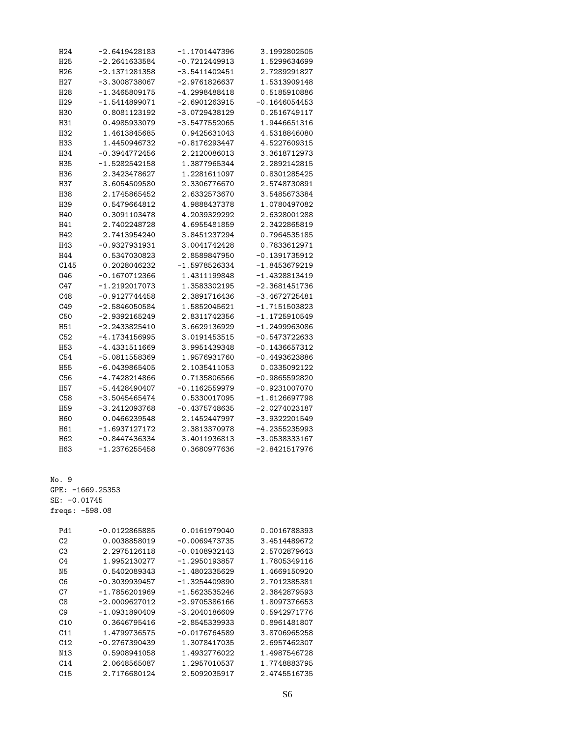```
H24    -2.6419428183    -1.1701447396     3.1992802505
H25    -2.2641633584    -0.7212449913     1.5299634699
H26    -2.1371281358    -3.5411402451     2.7289291827
H27    -3.3008738067    -2.9761826637     1.5313909148
H28    -1.3465809175    -4.2998488418     0.5185910886
H29    -1.5414899071    -2.6901263915    -0.1646054453
H30     0.8081123192    -3.0729438129     0.2516749117
H31     0.4985933079    -3.5477552065     1.9446651316
H32     1.4613845685     0.9425631043     4.5318846080
H33     1.4450946732    -0.8176293447     4.5227609315
H34    -0.3944772456     2.2120086013     3.3618712973
H35    -1.5282542158     1.3877965344     2.2892142815
H36     2.3423478627     1.2281611097     0.8301285425
H37     3.6054509580     2.3306776670     2.5748730891
H38     2.1745865452     2.6332573670     3.5485673384
H39     0.5479664812     4.9888437378     1.0780497082
H40     0.3091103478     4.2039329292     2.6328001288
H41     2.7402248728     4.6955481859     2.3422865819
H42     2.7413954240     3.8451237294     0.7964535185
H43    -0.9327931931     3.0041742428     0.7833612971
H44     0.5347030823     2.8589847950    -0.1391735912
Cl45    0.2028046232    -1.5978526334    -1.8453679219
O46    -0.1670712366     1.4311199848    -1.4328813419
C47    -1.2192017073     1.3583302195    -2.3681451736
C48    -0.9127744458     2.3891716436    -3.4672725481
C49    -2.5846050584     1.5852045621    -1.7151503823
C50    -2.9392165249     2.8311742356    -1.1725910549
H51    -2.2433825410     3.6629136929    -1.2499963086
C52    -4.1734156995     3.0191453515    -0.5473722633
H53    -4.4331511669     3.9951439348    -0.1436657312
C54    -5.0811558369     1.9576931760    -0.4493623886
H55    -6.0439865405     2.1035411053     0.0335092122
C56    -4.7428214866     0.7135806566    -0.9865592820
H57    -5.4428490407    -0.1162559979    -0.9231007070
C58    -3.5045465474     0.5330017095    -1.6126697798
H59    -3.2412093768    -0.4375748635    -2.0274023187
H60     0.0466239548     2.1452447997    -3.9322201549
H61    -1.6937127172     2.3813370978    -4.2355235993
H62    -0.8447436334     3.4011936813    -3.0538333167
H63    -1.2376255458     0.3680977636    -2.8421517976
```

No. 9
GPE: -1669.25353
SE: -0.01745
freqs: -598.08

```
Pd1    -0.0122865885     0.0161979040     0.0016788393
C2      0.0038858019    -0.0069473735     3.4514489672
C3      2.2975126118    -0.0108932143     2.5702879643
C4      1.9952130277    -1.2950193857     1.7805349116
N5      0.5402089343    -1.4802335629     1.4669150920
C6     -0.3039939457    -1.3254409890     2.7012385381
C7     -1.7856201969    -1.5623535246     2.3842879593
C8     -2.0009627012    -2.9705386166     1.8097376653
C9     -1.0931890409    -3.2040186609     0.5942971776
C10     0.3646795416    -2.8545339933     0.8961481807
C11     1.4799736575    -0.0176764589     3.8706965258
C12    -0.2767390439     1.3078417035     2.6957462307
N13     0.5908941058     1.4932776022     1.4987546728
C14     2.0648565087     1.2957010537     1.7748883795
C15     2.7176680124     2.5092035917     2.4745516735
```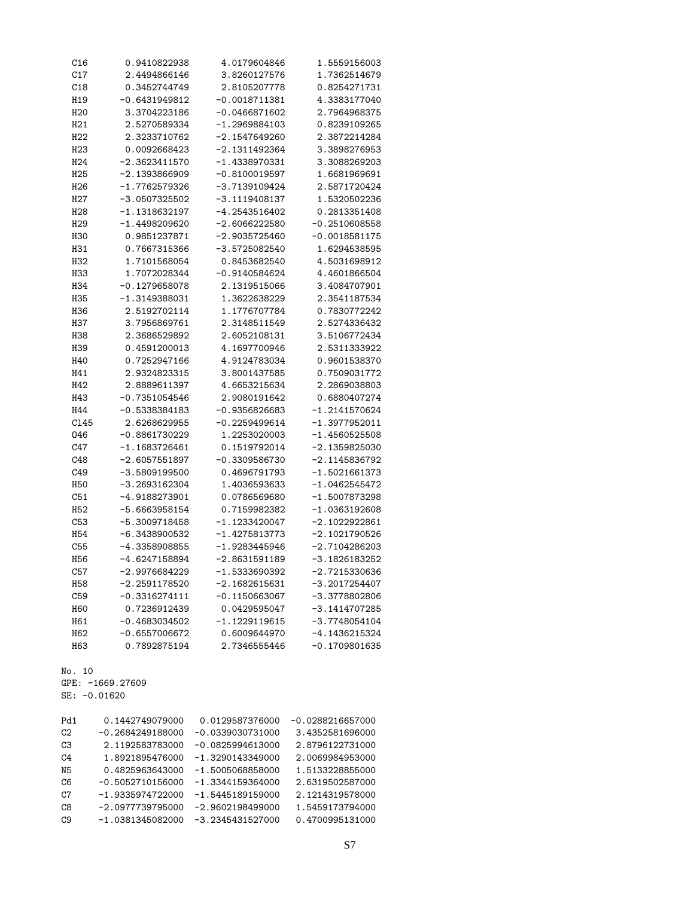| | | | |
|---|---|---|---|
| C16 | 0.9410822938 | 4.0179604846 | 1.5559156003 |
| C17 | 2.4494866146 | 3.8260127576 | 1.7362514679 |
| C18 | 0.3452744749 | 2.8105207778 | 0.8254271731 |
| H19 | −0.6431949812 | −0.0018711381 | 4.3383177040 |
| H20 | 3.3704223186 | −0.0466871602 | 2.7964968375 |
| H21 | 2.5270589334 | −1.2969884103 | 0.8239109265 |
| H22 | 2.3233710762 | −2.1547649260 | 2.3872214284 |
| H23 | 0.0092668423 | −2.1311492364 | 3.3898276953 |
| H24 | −2.3623411570 | −1.4338970331 | 3.3088269203 |
| H25 | −2.1393866909 | −0.8100019597 | 1.6681969691 |
| H26 | −1.7762579326 | −3.7139109424 | 2.5871720424 |
| H27 | −3.0507325502 | −3.1119408137 | 1.5320502236 |
| H28 | −1.1318632197 | −4.2543516402 | 0.2813351408 |
| H29 | −1.4498209620 | −2.6066222580 | −0.2510608558 |
| H30 | 0.9851237871 | −2.9035725460 | −0.0018581175 |
| H31 | 0.7667315366 | −3.5725082540 | 1.6294538595 |
| H32 | 1.7101568054 | 0.8453682540 | 4.5031698912 |
| H33 | 1.7072028344 | −0.9140584624 | 4.4601866504 |
| H34 | −0.1279658078 | 2.1319515066 | 3.4084707901 |
| H35 | −1.3149388031 | 1.3622638229 | 2.3541187534 |
| H36 | 2.5192702114 | 1.1776707784 | 0.7830772242 |
| H37 | 3.7956869761 | 2.3148511549 | 2.5274336432 |
| H38 | 2.3686529892 | 2.6052108131 | 3.5106772434 |
| H39 | 0.4591200013 | 4.1697700946 | 2.5311333922 |
| H40 | 0.7252947166 | 4.9124783034 | 0.9601538370 |
| H41 | 2.9324823315 | 3.8001437585 | 0.7509031772 |
| H42 | 2.8889611397 | 4.6653215634 | 2.2869038803 |
| H43 | −0.7351054546 | 2.9080191642 | 0.6880407274 |
| H44 | −0.5338384183 | −0.9356826683 | −1.2141570624 |
| Cl45 | 2.6268629955 | −0.2259499614 | −1.3977952011 |
| O46 | −0.8861730229 | 1.2253020003 | −1.4560525508 |
| C47 | −1.1683726461 | 0.1519792014 | −2.1359825030 |
| C48 | −2.6057551897 | −0.3309586730 | −2.1145836792 |
| C49 | −3.5809199500 | 0.4696791793 | −1.5021661373 |
| H50 | −3.2693162304 | 1.4036593633 | −1.0462545472 |
| C51 | −4.9188273901 | 0.0786569680 | −1.5007873298 |
| H52 | −5.6663958154 | 0.7159982382 | −1.0363192608 |
| C53 | −5.3009718458 | −1.1233420047 | −2.1022922861 |
| H54 | −6.3438900532 | −1.4275813773 | −2.1021790526 |
| C55 | −4.3358908855 | −1.9283445946 | −2.7104286203 |
| H56 | −4.6247158894 | −2.8631591189 | −3.1826183252 |
| C57 | −2.9976684229 | −1.5333690392 | −2.7215330636 |
| H58 | −2.2591178520 | −2.1682615631 | −3.2017254407 |
| C59 | −0.3316274111 | −0.1150663067 | −3.3778802806 |
| H60 | 0.7236912439 | 0.0429595047 | −3.1414707285 |
| H61 | −0.4683034502 | −1.1229119615 | −3.7748054104 |
| H62 | −0.6557006672 | 0.6009644970 | −4.1436215324 |
| H63 | 0.7892875194 | 2.7346555446 | −0.1709801635 |

No. 10
GPE: -1669.27609
SE: -0.01620

| | | | |
|---|---|---|---|
| Pd1 | 0.1442749079000 | 0.0129587376000 | −0.0288216657000 |
| C2 | −0.2684249188000 | −0.0339030731000 | 3.4352581696000 |
| C3 | 2.1192583783000 | −0.0825994613000 | 2.8796122731000 |
| C4 | 1.8921895476000 | −1.3290143349000 | 2.0069984953000 |
| N5 | 0.4825963643000 | −1.5005068858000 | 1.5133228855000 |
| C6 | −0.5052710156000 | −1.3344159364000 | 2.6319502587000 |
| C7 | −1.9335974722000 | −1.5445189159000 | 2.1214319578000 |
| C8 | −2.0977739795000 | −2.9602198499000 | 1.5459173794000 |
| C9 | −1.0381345082000 | −3.2345431527000 | 0.4700995131000 |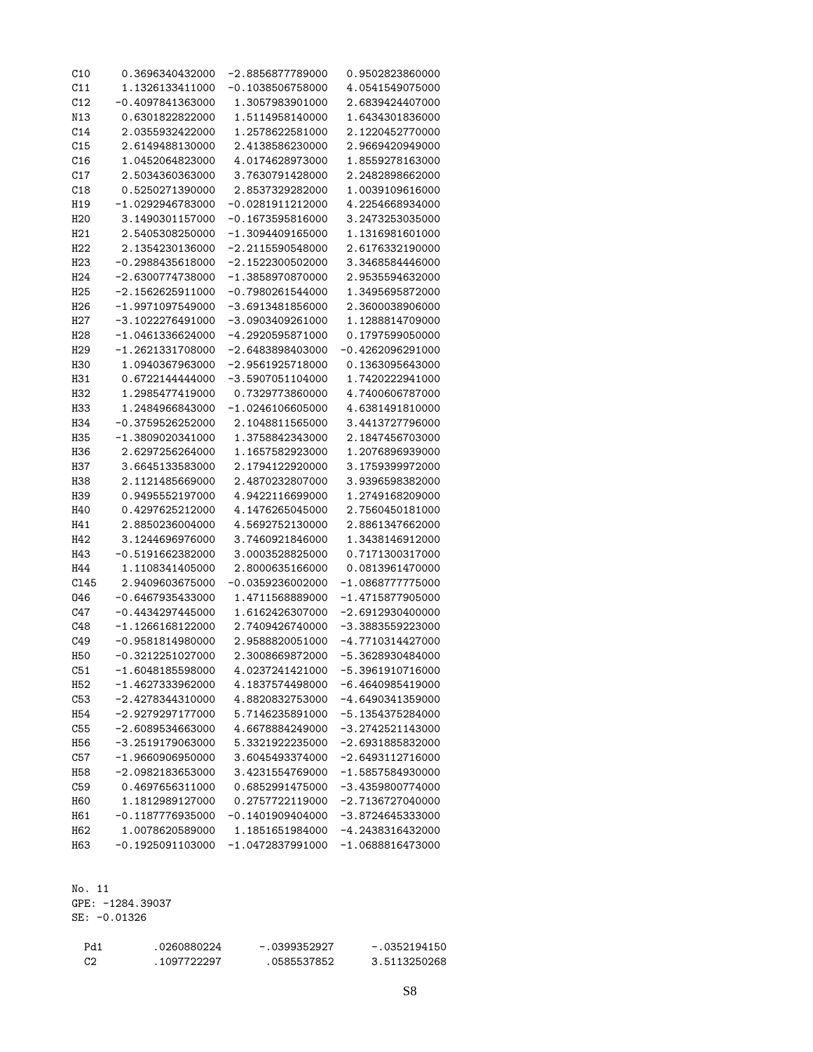```
C10     0.3696340432000   -2.8856877789000    0.9502823860000
C11     1.1326133411000   -0.1038506758000    4.0541549075000
C12    -0.4097841363000    1.3057983901000    2.6839424407000
N13     0.6301822822000    1.5114958140000    1.6434301836000
C14     2.0355932422000    1.2578622581000    2.1220452770000
C15     2.6149488130000    2.4138586230000    2.9669420949000
C16     1.0452064823000    4.0174628973000    1.8559278163000
C17     2.5034360363000    3.7630791428000    2.2482898662000
C18     0.5250271390000    2.8537329282000    1.0039109616000
H19    -1.0292946783000   -0.0281911212000    4.2254668934000
H20     3.1490301157000   -0.1673595816000    3.2473253035000
H21     2.5405308250000   -1.3094409165000    1.1316981601000
H22     2.1354230136000   -2.2115590548000    2.6176332190000
H23    -0.2988435618000   -2.1522300502000    3.3468584446000
H24    -2.6300774738000   -1.3858970870000    2.9535594632000
H25    -2.1562625911000   -0.7980261544000    1.3495695872000
H26    -1.9971097549000   -3.6913481856000    2.3600038906000
H27    -3.1022276491000   -3.0903409261000    1.1288814709000
H28    -1.0461336624000   -4.2920595871000    0.1797599050000
H29    -1.2621331708000   -2.6483898403000   -0.4262096291000
H30     1.0940367963000   -2.9561925718000    0.1363095643000
H31     0.6722144444000   -3.5907051104000    1.7420222941000
H32     1.2985477419000    0.7329773860000    4.7400606787000
H33     1.2484966843000   -1.0246106605000    4.6381491810000
H34    -0.3759526252000    2.1048811565000    3.4413727796000
H35    -1.3809020341000    1.3758842343000    2.1847456703000
H36     2.6297256264000    1.1657582923000    1.2076896939000
H37     3.6645133583000    2.1794122920000    3.1759399972000
H38     2.1121485669000    2.4870232807000    3.9396598382000
H39     0.9495552197000    4.9422116699000    1.2749168209000
H40     0.4297625212000    4.1476265045000    2.7560450181000
H41     2.8850236004000    4.5692752130000    2.8861347662000
H42     3.1244696976000    3.7460921846000    1.3438146912000
H43    -0.5191662382000    3.0003528825000    0.7171300317000
H44     1.1108341405000    2.8000635166000    0.0813961470000
Cl45    2.9409603675000   -0.0359236002000   -1.0868777775000
O46    -0.6467935433000    1.4711568889000   -1.4715877905000
C47    -0.4434297445000    1.6162426307000   -2.6912930400000
C48    -1.1266168122000    2.7409426740000   -3.3883559223000
C49    -0.9581814980000    2.9588820051000   -4.7710314427000
H50    -0.3212251027000    2.3008669872000   -5.3628930484000
C51    -1.6048185598000    4.0237241421000   -5.3961910716000
H52    -1.4627333962000    4.1837574498000   -6.4640985419000
C53    -2.4278344310000    4.8820832753000   -4.6490341359000
H54    -2.9279297177000    5.7146235891000   -5.1354375284000
C55    -2.6089534663000    4.6678884249000   -3.2742521143000
H56    -3.2519179063000    5.3321922235000   -2.6931885832000
C57    -1.9660906950000    3.6045493374000   -2.6493112716000
H58    -2.0982183653000    3.4231554769000   -1.5857584930000
C59     0.4697656311000    0.6852991475000   -3.4359800774000
H60     1.1812989127000    0.2757722119000   -2.7136727040000
H61    -0.1187776935000   -0.1401909404000   -3.8724645333000
H62     1.0078620589000    1.1851651984000   -4.2438316432000
H63    -0.1925091103000   -1.0472837991000   -1.0688816473000
```

No. 11
GPE: -1284.39037
SE: -0.01326

```
Pd1     .0260880224    -.0399352927    -.0352194150
C2      .1097722297     .0585537852    3.5113250268
```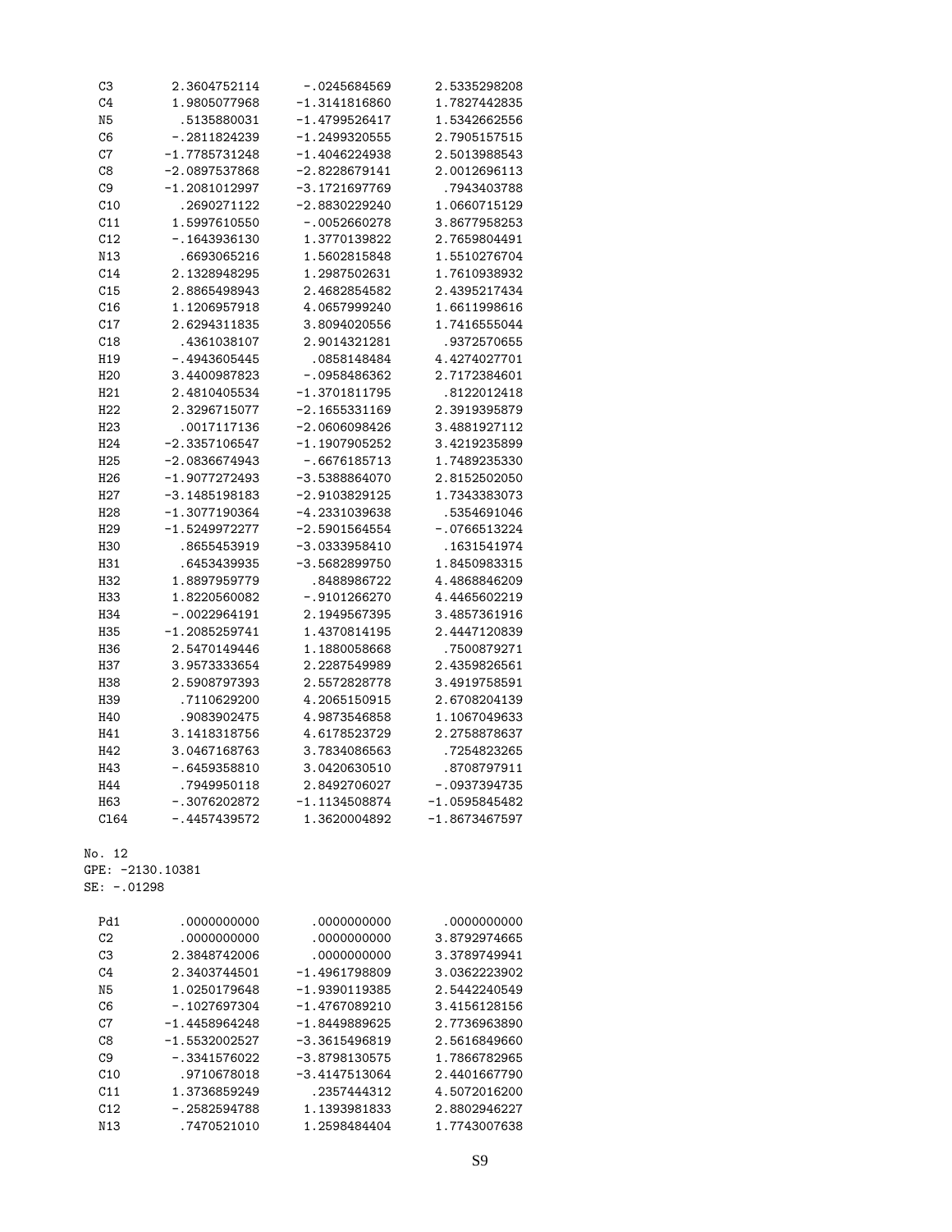| | | | |
|---|---|---|---|
| C3 | 2.3604752114 | -.0245684569 | 2.5335298208 |
| C4 | 1.9805077968 | -1.3141816860 | 1.7827442835 |
| N5 | .5135880031 | -1.4799526417 | 1.5342662556 |
| C6 | -.2811824239 | -1.2499320555 | 2.7905157515 |
| C7 | -1.7785731248 | -1.4046224938 | 2.5013988543 |
| C8 | -2.0897537868 | -2.8228679141 | 2.0012696113 |
| C9 | -1.2081012997 | -3.1721697769 | .7943403788 |
| C10 | .2690271122 | -2.8830229240 | 1.0660715129 |
| C11 | 1.5997610550 | -.0052660278 | 3.8677958253 |
| C12 | -.1643936130 | 1.3770139822 | 2.7659804491 |
| N13 | .6693065216 | 1.5602815848 | 1.5510276704 |
| C14 | 2.1328948295 | 1.2987502631 | 1.7610938932 |
| C15 | 2.8865498943 | 2.4682854582 | 2.4395217434 |
| C16 | 1.1206957918 | 4.0657999240 | 1.6611998616 |
| C17 | 2.6294311835 | 3.8094020556 | 1.7416555044 |
| C18 | .4361038107 | 2.9014321281 | .9372570655 |
| H19 | -.4943605445 | .0858148484 | 4.4274027701 |
| H20 | 3.4400987823 | -.0958486362 | 2.7172384601 |
| H21 | 2.4810405534 | -1.3701811795 | .8122012418 |
| H22 | 2.3296715077 | -2.1655331169 | 2.3919395879 |
| H23 | .0017117136 | -2.0606098426 | 3.4881927112 |
| H24 | -2.3357106547 | -1.1907905252 | 3.4219235899 |
| H25 | -2.0836674943 | -.6676185713 | 1.7489235330 |
| H26 | -1.9077272493 | -3.5388864070 | 2.8152502050 |
| H27 | -3.1485198183 | -2.9103829125 | 1.7343383073 |
| H28 | -1.3077190364 | -4.2331039638 | .5354691046 |
| H29 | -1.5249972277 | -2.5901564554 | -.0766513224 |
| H30 | .8655453919 | -3.0333958410 | .1631541974 |
| H31 | .6453439935 | -3.5682899750 | 1.8450983315 |
| H32 | 1.8897959779 | .8488986722 | 4.4868846209 |
| H33 | 1.8220560082 | -.9101266270 | 4.4465602219 |
| H34 | -.0022964191 | 2.1949567395 | 3.4857361916 |
| H35 | -1.2085259741 | 1.4370814195 | 2.4447120839 |
| H36 | 2.5470149446 | 1.1880058668 | .7500879271 |
| H37 | 3.9573333654 | 2.2287549989 | 2.4359826561 |
| H38 | 2.5908797393 | 2.5572828778 | 3.4919758591 |
| H39 | .7110629200 | 4.2065150915 | 2.6708204139 |
| H40 | .9083902475 | 4.9873546858 | 1.1067049633 |
| H41 | 3.1418318756 | 4.6178523729 | 2.2758878637 |
| H42 | 3.0467168763 | 3.7834086563 | .7254823265 |
| H43 | -.6459358810 | 3.0420630510 | .8708797911 |
| H44 | .7949950118 | 2.8492706027 | -.0937394735 |
| H63 | -.3076202872 | -1.1134508874 | -1.0595845482 |
| Cl64 | -.4457439572 | 1.3620004892 | -1.8673467597 |

No. 12
GPE: -2130.10381
SE: -.01298

| | | | |
|---|---|---|---|
| Pd1 | .0000000000 | .0000000000 | .0000000000 |
| C2 | .0000000000 | .0000000000 | 3.8792974665 |
| C3 | 2.3848742006 | .0000000000 | 3.3789749941 |
| C4 | 2.3403744501 | -1.4961798809 | 3.0362223902 |
| N5 | 1.0250179648 | -1.9390119385 | 2.5442240549 |
| C6 | -.1027697304 | -1.4767089210 | 3.4156128156 |
| C7 | -1.4458964248 | -1.8449889625 | 2.7736963890 |
| C8 | -1.5532002527 | -3.3615496819 | 2.5616849660 |
| C9 | -.3341576022 | -3.8798130575 | 1.7866782965 |
| C10 | .9710678018 | -3.4147513064 | 2.4401667790 |
| C11 | 1.3736859249 | .2357444312 | 4.5072016200 |
| C12 | -.2582594788 | 1.1393981833 | 2.8802946227 |
| N13 | .7470521010 | 1.2598484404 | 1.7743007638 |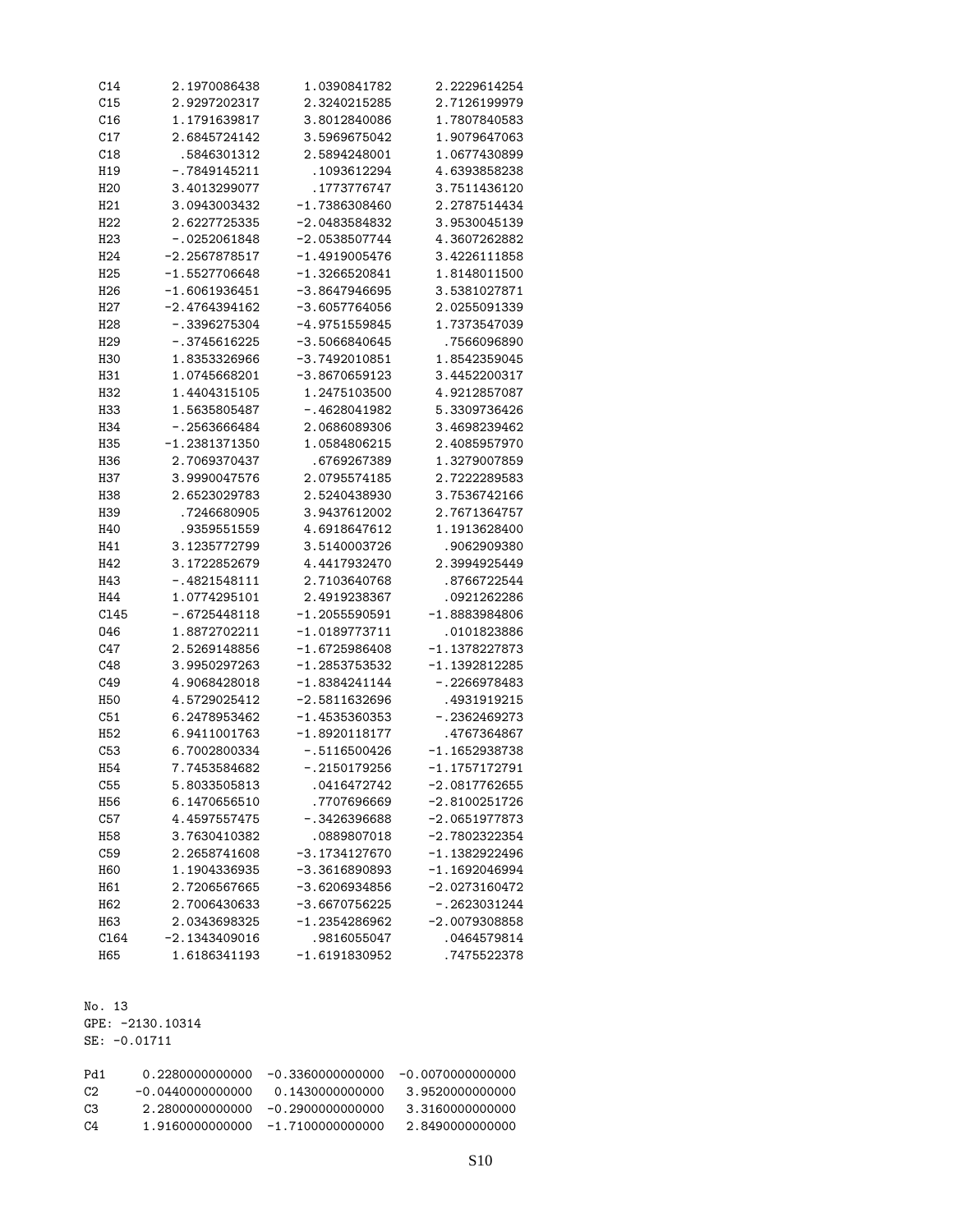```
C14      2.1970086438     1.0390841782     2.2229614254
C15      2.9297202317     2.3240215285     2.7126199979
C16      1.1791639817     3.8012840086     1.7807840583
C17      2.6845724142     3.5969675042     1.9079647063
C18       .5846301312     2.5894248001     1.0677430899
H19      -.7849145211      .1093612294     4.6393858238
H20      3.4013299077      .1773776747     3.7511436120
H21      3.0943003432    -1.7386308460     2.2787514434
H22      2.6227725335    -2.0483584832     3.9530045139
H23      -.0252061848    -2.0538507744     4.3607262882
H24     -2.2567878517    -1.4919005476     3.4226111858
H25     -1.5527706648    -1.3266520841     1.8148011500
H26     -1.6061936451    -3.8647946695     3.5381027871
H27     -2.4764394162    -3.6057764056     2.0255091339
H28      -.3396275304    -4.9751559845     1.7373547039
H29      -.3745616225    -3.5066840645      .7566096890
H30      1.8353326966    -3.7492010851     1.8542359045
H31      1.0745668201    -3.8670659123     3.4452200317
H32      1.4404315105     1.2475103500     4.9212857087
H33      1.5635805487     -.4628041982     5.3309736426
H34      -.2563666484     2.0686089306     3.4698239462
H35     -1.2381371350     1.0584806215     2.4085957970
H36      2.7069370437      .6769267389     1.3279007859
H37      3.9990047576     2.0795574185     2.7222289583
H38      2.6523029783     2.5240438930     3.7536742166
H39       .7246680905     3.9437612002     2.7671364757
H40       .9359551559     4.6918647612     1.1913628400
H41      3.1235772799     3.5140003726      .9062909380
H42      3.1722852679     4.4417932470     2.3994925449
H43      -.4821548111     2.7103640768      .8766722544
H44      1.0774295101     2.4919238367      .0921262286
Cl45     -.6725448118    -1.2055590591    -1.8883984806
O46      1.8872702211    -1.0189773711      .0101823886
C47      2.5269148856    -1.6725986408    -1.1378227873
C48      3.9950297263    -1.2853753532    -1.1392812285
C49      4.9068428018    -1.8384241144     -.2266978483
H50      4.5729025412    -2.5811632696      .4931919215
C51      6.2478953462    -1.4535360353     -.2362469273
H52      6.9411001763    -1.8920118177      .4767364867
C53      6.7002800334     -.5116500426    -1.1652938738
H54      7.7453584682     -.2150179256    -1.1757172791
C55      5.8033505813      .0416472742    -2.0817762655
H56      6.1470656510      .7707696669    -2.8100251726
C57      4.4597557475     -.3426396688    -2.0651977873
H58      3.7630410382      .0889807018    -2.7802322354
C59      2.2658741608    -3.1734127670    -1.1382922496
H60      1.1904336935    -3.3616890893    -1.1692046994
H61      2.7206567665    -3.6206934856    -2.0273160472
H62      2.7006430633    -3.6670756225     -.2623031244
H63      2.0343698325    -1.2354286962    -2.0079308858
Cl64    -2.1343409016      .9816055047      .0464579814
H65      1.6186341193    -1.6191830952      .7475522378
```

No. 13
GPE: -2130.10314
SE: -0.01711

```
Pd1     0.2280000000000  -0.3360000000000  -0.0070000000000
C2     -0.0440000000000   0.1430000000000   3.9520000000000
C3      2.2800000000000  -0.2900000000000   3.3160000000000
C4      1.9160000000000  -1.7100000000000   2.8490000000000
```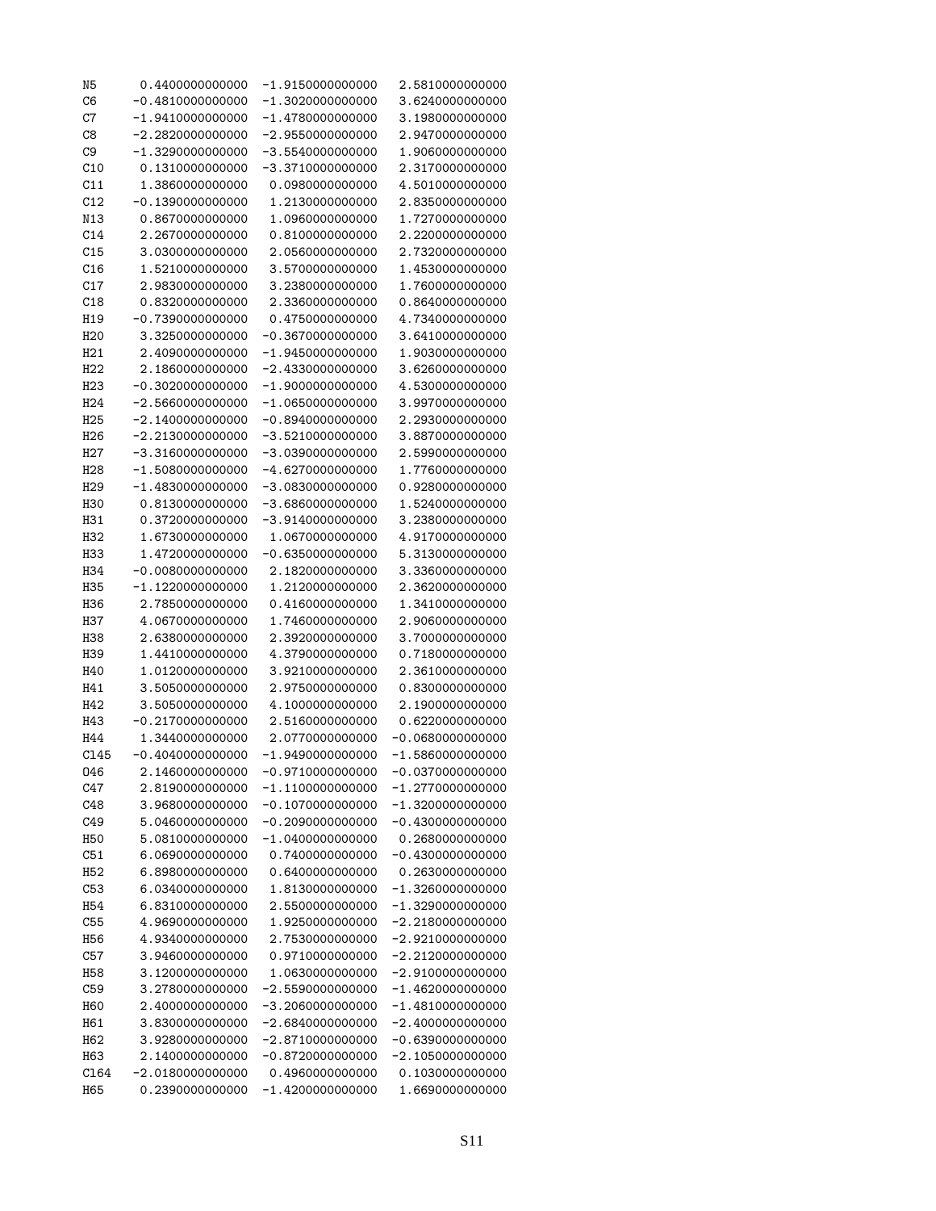```
N5     0.4400000000000   -1.9150000000000    2.5810000000000
C6    -0.4810000000000   -1.3020000000000    3.6240000000000
C7    -1.9410000000000   -1.4780000000000    3.1980000000000
C8    -2.2820000000000   -2.9550000000000    2.9470000000000
C9    -1.3290000000000   -3.5540000000000    1.9060000000000
C10    0.1310000000000   -3.3710000000000    2.3170000000000
C11    1.3860000000000    0.0980000000000    4.5010000000000
C12   -0.1390000000000    1.2130000000000    2.8350000000000
N13    0.8670000000000    1.0960000000000    1.7270000000000
C14    2.2670000000000    0.8100000000000    2.2200000000000
C15    3.0300000000000    2.0560000000000    2.7320000000000
C16    1.5210000000000    3.5700000000000    1.4530000000000
C17    2.9830000000000    3.2380000000000    1.7600000000000
C18    0.8320000000000    2.3360000000000    0.8640000000000
H19   -0.7390000000000    0.4750000000000    4.7340000000000
H20    3.3250000000000   -0.3670000000000    3.6410000000000
H21    2.4090000000000   -1.9450000000000    1.9030000000000
H22    2.1860000000000   -2.4330000000000    3.6260000000000
H23   -0.3020000000000   -1.9000000000000    4.5300000000000
H24   -2.5660000000000   -1.0650000000000    3.9970000000000
H25   -2.1400000000000   -0.8940000000000    2.2930000000000
H26   -2.2130000000000   -3.5210000000000    3.8870000000000
H27   -3.3160000000000   -3.0390000000000    2.5990000000000
H28   -1.5080000000000   -4.6270000000000    1.7760000000000
H29   -1.4830000000000   -3.0830000000000    0.9280000000000
H30    0.8130000000000   -3.6860000000000    1.5240000000000
H31    0.3720000000000   -3.9140000000000    3.2380000000000
H32    1.6730000000000    1.0670000000000    4.9170000000000
H33    1.4720000000000   -0.6350000000000    5.3130000000000
H34   -0.0080000000000    2.1820000000000    3.3360000000000
H35   -1.1220000000000    1.2120000000000    2.3620000000000
H36    2.7850000000000    0.4160000000000    1.3410000000000
H37    4.0670000000000    1.7460000000000    2.9060000000000
H38    2.6380000000000    2.3920000000000    3.7000000000000
H39    1.4410000000000    4.3790000000000    0.7180000000000
H40    1.0120000000000    3.9210000000000    2.3610000000000
H41    3.5050000000000    2.9750000000000    0.8300000000000
H42    3.5050000000000    4.1000000000000    2.1900000000000
H43   -0.2170000000000    2.5160000000000    0.6220000000000
H44    1.3440000000000    2.0770000000000   -0.0680000000000
Cl45  -0.4040000000000   -1.9490000000000   -1.5860000000000
O46    2.1460000000000   -0.9710000000000   -0.0370000000000
C47    2.8190000000000   -1.1100000000000   -1.2770000000000
C48    3.9680000000000   -0.1070000000000   -1.3200000000000
C49    5.0460000000000   -0.2090000000000   -0.4300000000000
H50    5.0810000000000   -1.0400000000000    0.2680000000000
C51    6.0690000000000    0.7400000000000   -0.4300000000000
H52    6.8980000000000    0.6400000000000    0.2630000000000
C53    6.0340000000000    1.8130000000000   -1.3260000000000
H54    6.8310000000000    2.5500000000000   -1.3290000000000
C55    4.9690000000000    1.9250000000000   -2.2180000000000
H56    4.9340000000000    2.7530000000000   -2.9210000000000
C57    3.9460000000000    0.9710000000000   -2.2120000000000
H58    3.1200000000000    1.0630000000000   -2.9100000000000
C59    3.2780000000000   -2.5590000000000   -1.4620000000000
H60    2.4000000000000   -3.2060000000000   -1.4810000000000
H61    3.8300000000000   -2.6840000000000   -2.4000000000000
H62    3.9280000000000   -2.8710000000000   -0.6390000000000
H63    2.1400000000000   -0.8720000000000   -2.1050000000000
Cl64  -2.0180000000000    0.4960000000000    0.1030000000000
H65    0.2390000000000   -1.4200000000000    1.6690000000000
```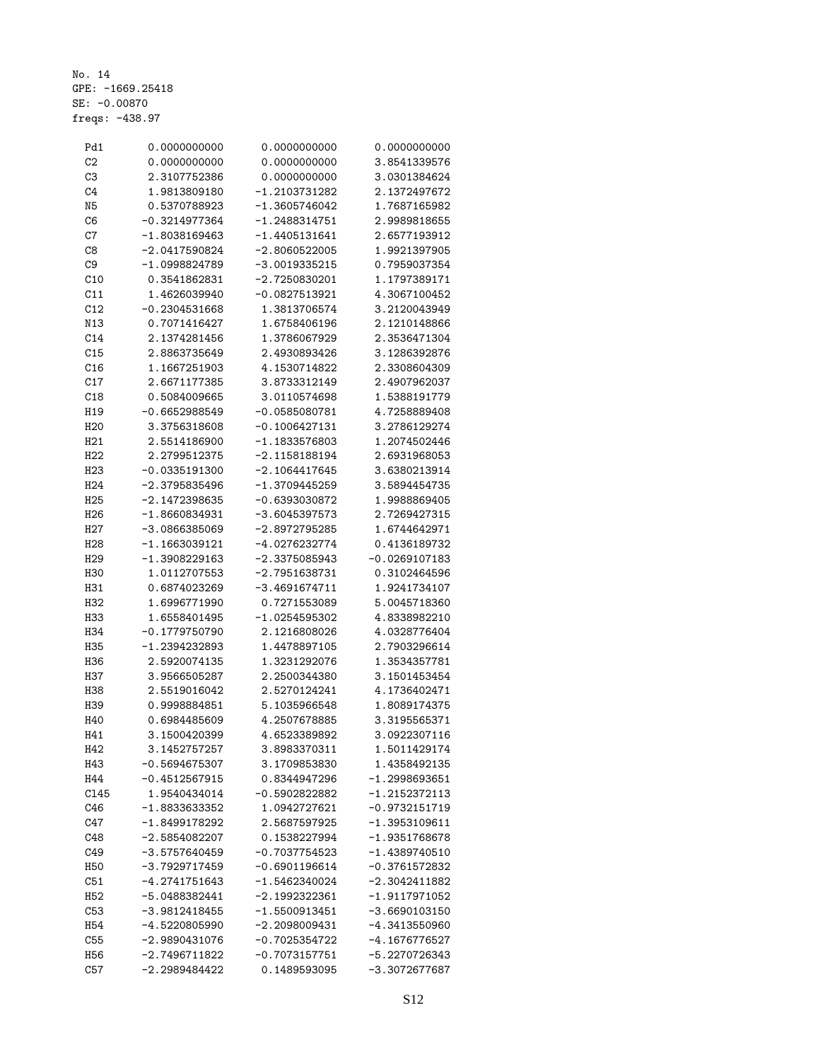No. 14
GPE: -1669.25418
SE: -0.00870
freqs: -438.97

```
Pd1     0.0000000000    0.0000000000    0.0000000000
C2      0.0000000000    0.0000000000    3.8541339576
C3      2.3107752386    0.0000000000    3.0301384624
C4      1.9813809180   -1.2103731282    2.1372497672
N5      0.5370788923   -1.3605746042    1.7687165982
C6     -0.3214977364   -1.2488314751    2.9989818655
C7     -1.8038169463   -1.4405131641    2.6577193912
C8     -2.0417590824   -2.8060522005    1.9921397905
C9     -1.0998824789   -3.0019335215    0.7959037354
C10     0.3541862831   -2.7250830201    1.1797389171
C11     1.4626039940   -0.0827513921    4.3067100452
C12    -0.2304531668    1.3813706574    3.2120043949
N13     0.7071416427    1.6758406196    2.1210148866
C14     2.1374281456    1.3786067929    2.3536471304
C15     2.8863735649    2.4930893426    3.1286392876
C16     1.1667251903    4.1530714822    2.3308604309
C17     2.6671177385    3.8733312149    2.4907962037
C18     0.5084009665    3.0110574698    1.5388191779
H19    -0.6652988549   -0.0585080781    4.7258889408
H20     3.3756318608   -0.1006427131    3.2786129274
H21     2.5514186900   -1.1833576803    1.2074502446
H22     2.2799512375   -2.1158188194    2.6931968053
H23    -0.0335191300   -2.1064417645    3.6380213914
H24    -2.3795835496   -1.3709445259    3.5894454735
H25    -2.1472398635   -0.6393030872    1.9988869405
H26    -1.8660834931   -3.6045397573    2.7269427315
H27    -3.0866385069   -2.8972795285    1.6744642971
H28    -1.1663039121   -4.0276232774    0.4136189732
H29    -1.3908229163   -2.3375085943   -0.0269107183
H30     1.0112707553   -2.7951638731    0.3102464596
H31     0.6874023269   -3.4691674711    1.9241734107
H32     1.6996771990    0.7271553089    5.0045718360
H33     1.6558401495   -1.0254595302    4.8338982210
H34    -0.1779750790    2.1216808026    4.0328776404
H35    -1.2394232893    1.4478897105    2.7903296614
H36     2.5920074135    1.3231292076    1.3534357781
H37     3.9566505287    2.2500344380    3.1501453454
H38     2.5519016042    2.5270124241    4.1736402471
H39     0.9998884851    5.1035966548    1.8089174375
H40     0.6984485609    4.2507678885    3.3195565371
H41     3.1500420399    4.6523389892    3.0922307116
H42     3.1452757257    3.8983370311    1.5011429174
H43    -0.5694675307    3.1709853830    1.4358492135
H44    -0.4512567915    0.8344947296   -1.2998693651
Cl45    1.9540434014   -0.5902822882   -1.2152372113
C46    -1.8833633352    1.0942727621   -0.9732151719
C47    -1.8499178292    2.5687597925   -1.3953109611
C48    -2.5854082207    0.1538227994   -1.9351768678
C49    -3.5757640459   -0.7037754523   -1.4389740510
H50    -3.7929717459   -0.6901196614   -0.3761572832
C51    -4.2741751643   -1.5462340024   -2.3042411882
H52    -5.0488382441   -2.1992322361   -1.9117971052
C53    -3.9812418455   -1.5500913451   -3.6690103150
H54    -4.5220805990   -2.2098009431   -4.3413550960
C55    -2.9890431076   -0.7025354722   -4.1676776527
H56    -2.7496711822   -0.7073157751   -5.2270726343
C57    -2.2989484422    0.1489593095   -3.3072677687
```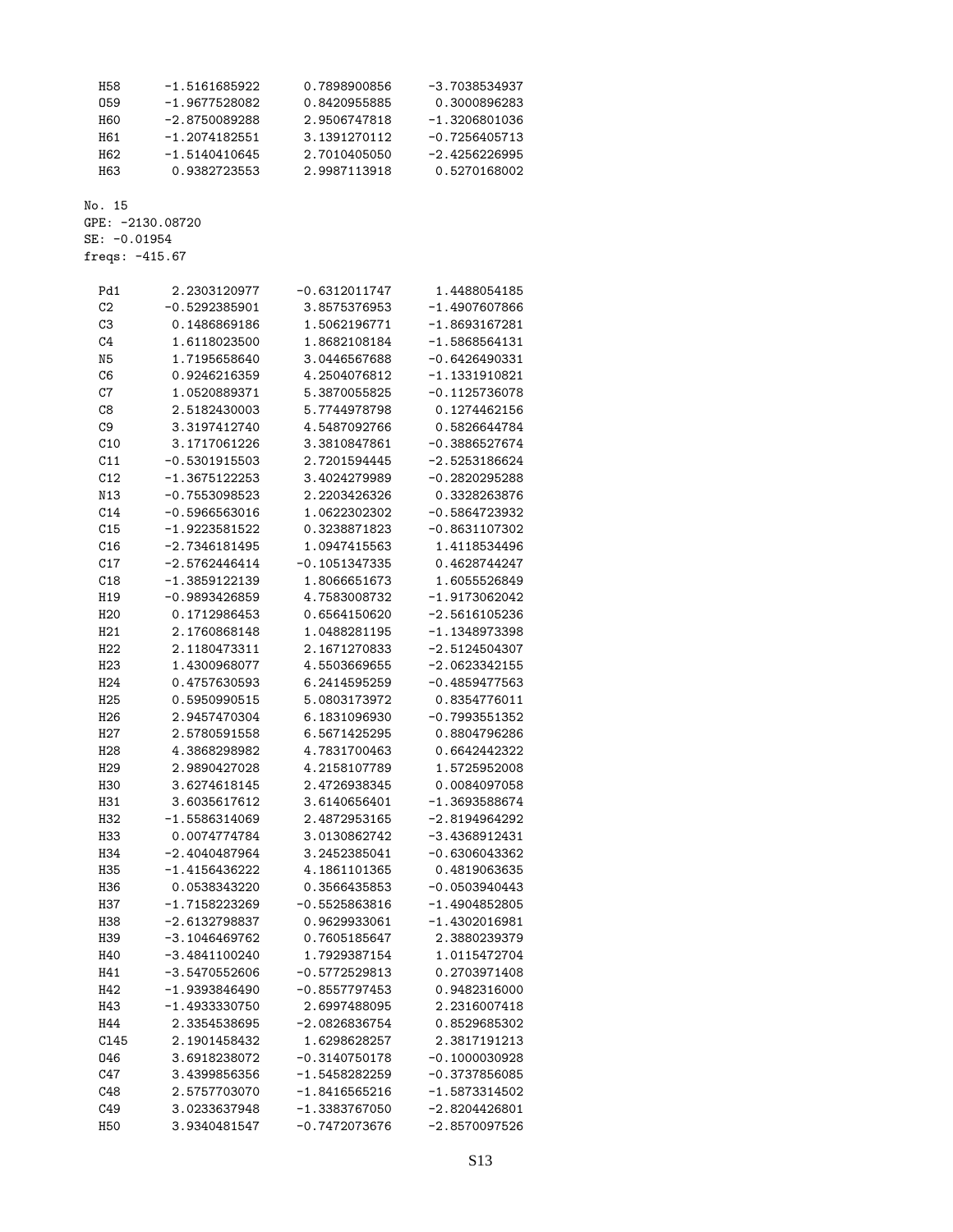```
H58     -1.5161685922     0.7898900856    -3.7038534937
O59     -1.9677528082     0.8420955885     0.3000896283
H60     -2.8750089288     2.9506747818    -1.3206801036
H61     -1.2074182551     3.1391270112    -0.7256405713
H62     -1.5140410645     2.7010405050    -2.4256226995
H63      0.9382723553     2.9987113918     0.5270168002
```

No. 15
GPE: -2130.08720
SE: -0.01954
freqs: -415.67

```
Pd1      2.2303120977    -0.6312011747     1.4488054185
C2      -0.5292385901     3.8575376953    -1.4907607866
C3       0.1486869186     1.5062196771    -1.8693167281
C4       1.6118023500     1.8682108184    -1.5868564131
N5       1.7195658640     3.0446567688    -0.6426490331
C6       0.9246216359     4.2504076812    -1.1331910821
C7       1.0520889371     5.3870055825    -0.1125736078
C8       2.5182430003     5.7744978798     0.1274462156
C9       3.3197412740     4.5487092766     0.5826644784
C10      3.1717061226     3.3810847861    -0.3886527674
C11     -0.5301915503     2.7201594445    -2.5253186624
C12     -1.3675122253     3.4024279989    -0.2820295288
N13     -0.7553098523     2.2203426326     0.3328263876
C14     -0.5966563016     1.0622302302    -0.5864723932
C15     -1.9223581522     0.3238871823    -0.8631107302
C16     -2.7346181495     1.0947415563     1.4118534496
C17     -2.5762446414    -0.1051347335     0.4628744247
C18     -1.3859122139     1.8066651673     1.6055526849
H19     -0.9893426859     4.7583008732    -1.9173062042
H20      0.1712986453     0.6564150620    -2.5616105236
H21      2.1760868148     1.0488281195    -1.1348973398
H22      2.1180473311     2.1671270833    -2.5124504307
H23      1.4300968077     4.5503669655    -2.0623342155
H24      0.4757630593     6.2414595259    -0.4859477563
H25      0.5950990515     5.0803173972     0.8354776011
H26      2.9457470304     6.1831096930    -0.7993551352
H27      2.5780591558     6.5671425295     0.8804796286
H28      4.3868298982     4.7831700463     0.6642442322
H29      2.9890427028     4.2158107789     1.5725952008
H30      3.6274618145     2.4726938345     0.0084097058
H31      3.6035617612     3.6140656401    -1.3693588674
H32     -1.5586314069     2.4872953165    -2.8194964292
H33      0.0074774784     3.0130862742    -3.4368912431
H34     -2.4040487964     3.2452385041    -0.6306043362
H35     -1.4156436222     4.1861101365     0.4819063635
H36      0.0538343220     0.3566435853    -0.0503940443
H37     -1.7158223269    -0.5525863816    -1.4904852805
H38     -2.6132798837     0.9629933061    -1.4302016981
H39     -3.1046469762     0.7605185647     2.3880239379
H40     -3.4841100240     1.7929387154     1.0115472704
H41     -3.5470552606    -0.5772529813     0.2703971408
H42     -1.9393846490    -0.8557797453     0.9482316000
H43     -1.4933330750     2.6997488095     2.2316007418
H44      2.3354538695    -2.0826836754     0.8529685302
Cl45     2.1901458432     1.6298628257     2.3817191213
O46      3.6918238072    -0.3140750178    -0.1000030928
C47      3.4399856356    -1.5458282259    -0.3737856085
C48      2.5757703070    -1.8416565216    -1.5873314502
C49      3.0233637948    -1.3383767050    -2.8204426801
H50      3.9340481547    -0.7472073676    -2.8570097526
```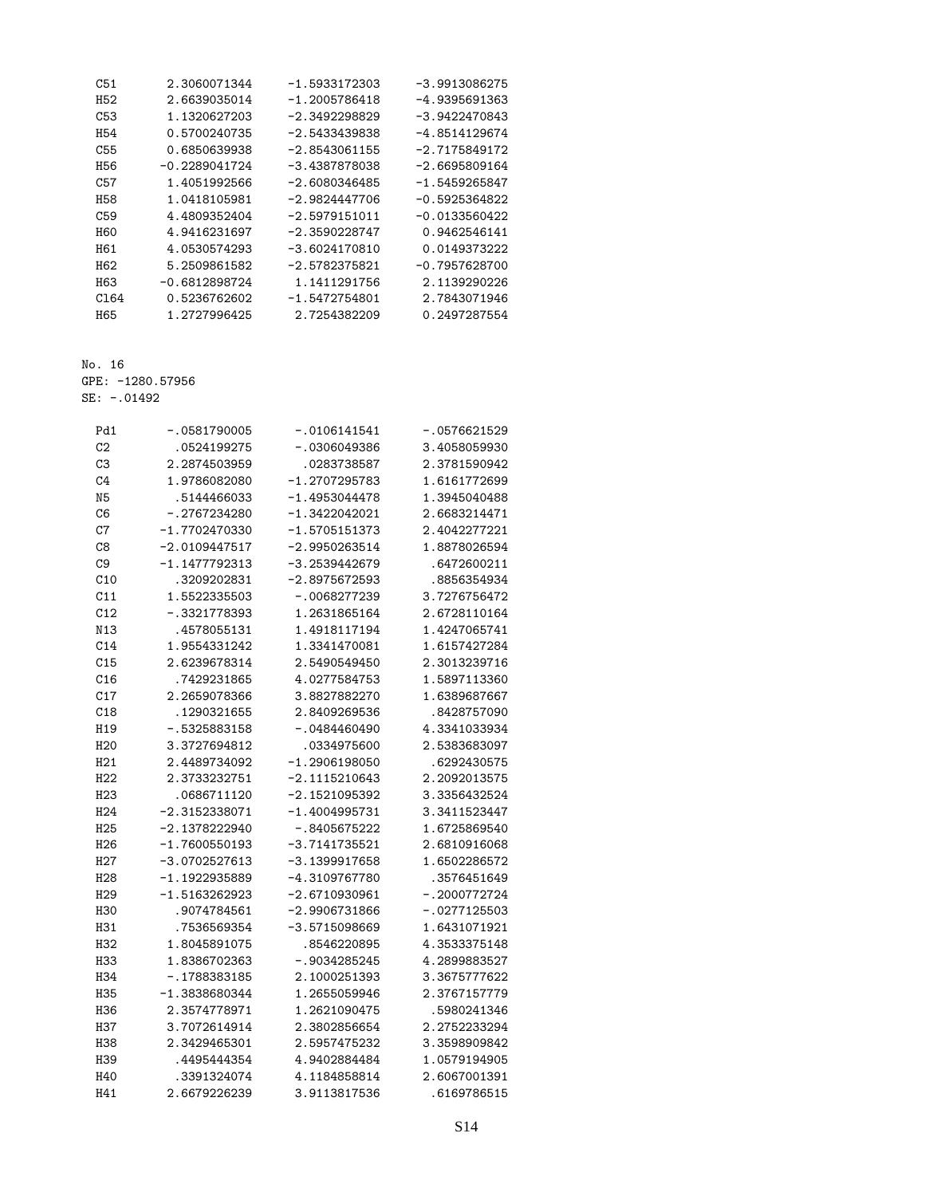| | | | |
|---|---|---|---|
| C51 | 2.3060071344 | -1.5933172303 | -3.9913086275 |
| H52 | 2.6639035014 | -1.2005786418 | -4.9395691363 |
| C53 | 1.1320627203 | -2.3492298829 | -3.9422470843 |
| H54 | 0.5700240735 | -2.5433439838 | -4.8514129674 |
| C55 | 0.6850639938 | -2.8543061155 | -2.7175849172 |
| H56 | -0.2289041724 | -3.4387878038 | -2.6695809164 |
| C57 | 1.4051992566 | -2.6080346485 | -1.5459265847 |
| H58 | 1.0418105981 | -2.9824447706 | -0.5925364822 |
| C59 | 4.4809352404 | -2.5979151011 | -0.0133560422 |
| H60 | 4.9416231697 | -2.3590228747 | 0.9462546141 |
| H61 | 4.0530574293 | -3.6024170810 | 0.0149373222 |
| H62 | 5.2509861582 | -2.5782375821 | -0.7957628700 |
| H63 | -0.6812898724 | 1.1411291756 | 2.1139290226 |
| Cl64 | 0.5236762602 | -1.5472754801 | 2.7843071946 |
| H65 | 1.2727996425 | 2.7254382209 | 0.2497287554 |

No. 16
GPE: -1280.57956
SE: -.01492

| | | | |
|---|---|---|---|
| Pd1 | -.0581790005 | -.0106141541 | -.0576621529 |
| C2 | .0524199275 | -.0306049386 | 3.4058059930 |
| C3 | 2.2874503959 | .0283738587 | 2.3781590942 |
| C4 | 1.9786082080 | -1.2707295783 | 1.6161772699 |
| N5 | .5144466033 | -1.4953044478 | 1.3945040488 |
| C6 | -.2767234280 | -1.3422042021 | 2.6683214471 |
| C7 | -1.7702470330 | -1.5705151373 | 2.4042277221 |
| C8 | -2.0109447517 | -2.9950263514 | 1.8878026594 |
| C9 | -1.1477792313 | -3.2539442679 | .6472600211 |
| C10 | .3209202831 | -2.8975672593 | .8856354934 |
| C11 | 1.5522335503 | -.0068277239 | 3.7276756472 |
| C12 | -.3321778393 | 1.2631865164 | 2.6728110164 |
| N13 | .4578055131 | 1.4918117194 | 1.4247065741 |
| C14 | 1.9554331242 | 1.3341470081 | 1.6157427284 |
| C15 | 2.6239678314 | 2.5490549450 | 2.3013239716 |
| C16 | .7429231865 | 4.0277584753 | 1.5897113360 |
| C17 | 2.2659078366 | 3.8827882270 | 1.6389687667 |
| C18 | .1290321655 | 2.8409269536 | .8428757090 |
| H19 | -.5325883158 | -.0484460490 | 4.3341033934 |
| H20 | 3.3727694812 | .0334975600 | 2.5383683097 |
| H21 | 2.4489734092 | -1.2906198050 | .6292430575 |
| H22 | 2.3733232751 | -2.1115210643 | 2.2092013575 |
| H23 | .0686711120 | -2.1521095392 | 3.3356432524 |
| H24 | -2.3152338071 | -1.4004995731 | 3.3411523447 |
| H25 | -2.1378222940 | -.8405675222 | 1.6725869540 |
| H26 | -1.7600550193 | -3.7141735521 | 2.6810916068 |
| H27 | -3.0702527613 | -3.1399917658 | 1.6502286572 |
| H28 | -1.1922935889 | -4.3109767780 | .3576451649 |
| H29 | -1.5163262923 | -2.6710930961 | -.2000772724 |
| H30 | .9074784561 | -2.9906731866 | -.0277125503 |
| H31 | .7536569354 | -3.5715098669 | 1.6431071921 |
| H32 | 1.8045891075 | .8546220895 | 4.3533375148 |
| H33 | 1.8386702363 | -.9034285245 | 4.2899883527 |
| H34 | -.1788383185 | 2.1000251393 | 3.3675777622 |
| H35 | -1.3838680344 | 1.2655059946 | 2.3767157779 |
| H36 | 2.3574778971 | 1.2621090475 | .5980241346 |
| H37 | 3.7072614914 | 2.3802856654 | 2.2752233294 |
| H38 | 2.3429465301 | 2.5957475232 | 3.3598909842 |
| H39 | .4495444354 | 4.9402884484 | 1.0579194905 |
| H40 | .3391324074 | 4.1184858814 | 2.6067001391 |
| H41 | 2.6679226239 | 3.9113817536 | .6169786515 |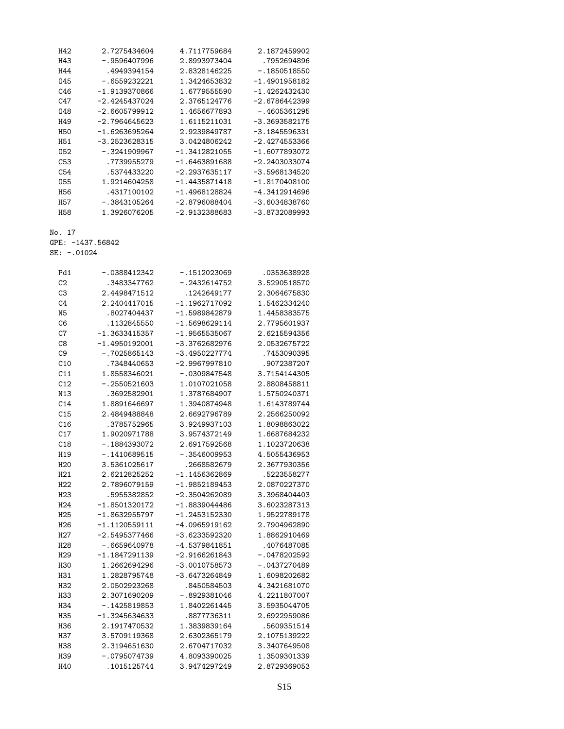| | | | |
|---|---|---|---|
| H42 | 2.7275434604 | 4.7117759684 | 2.1872459902 |
| H43 | -.9596407996 | 2.8993973404 | .7952694896 |
| H44 | .4949394154 | 2.8328146225 | -.1850518550 |
| O45 | -.6559232221 | 1.3424653832 | -1.4901958182 |
| C46 | -1.9139370866 | 1.6779555590 | -1.4262432430 |
| C47 | -2.4245437024 | 2.3765124776 | -2.6786442399 |
| O48 | -2.6605799912 | 1.4656677893 | -.4605361295 |
| H49 | -2.7964645623 | 1.6115211031 | -3.3693582175 |
| H50 | -1.6263695264 | 2.9239849787 | -3.1845596331 |
| H51 | -3.2523628315 | 3.0424806242 | -2.4274553366 |
| O52 | -.3241909967 | -1.3412821055 | -1.6077893072 |
| C53 | .7739955279 | -1.6463891688 | -2.2403033074 |
| C54 | .5374433220 | -2.2937635117 | -3.5968134520 |
| O55 | 1.9214604258 | -1.4435871418 | -1.8170408100 |
| H56 | .4317100102 | -1.4968128824 | -4.3412914696 |
| H57 | -.3843105264 | -2.8796088404 | -3.6034838760 |
| H58 | 1.3926076205 | -2.9132388683 | -3.8732089993 |

No. 17
GPE: -1437.56842
SE: -.01024

| | | | |
|---|---|---|---|
| Pd1 | -.0388412342 | -.1512023069 | .0353638928 |
| C2 | .3483347762 | -.2432614752 | 3.5290518570 |
| C3 | 2.4498471512 | .1242649177 | 2.3064675830 |
| C4 | 2.2404417015 | -1.1962717092 | 1.5462334240 |
| N5 | .8027404437 | -1.5989842879 | 1.4458383575 |
| C6 | .1132845550 | -1.5698629114 | 2.7795601937 |
| C7 | -1.3633415357 | -1.9565535067 | 2.6215594356 |
| C8 | -1.4950192001 | -3.3762682976 | 2.0532675722 |
| C9 | -.7025865143 | -3.4950227774 | .7453090395 |
| C10 | .7348440653 | -2.9967997810 | .9072387207 |
| C11 | 1.8558346021 | -.0309847548 | 3.7154144305 |
| C12 | -.2550521603 | 1.0107021058 | 2.8808458811 |
| N13 | .3692582901 | 1.3787684907 | 1.5750240371 |
| C14 | 1.8891646697 | 1.3940874948 | 1.6143789744 |
| C15 | 2.4849488848 | 2.6692796789 | 2.2566250092 |
| C16 | .3785752965 | 3.9249937103 | 1.8098863022 |
| C17 | 1.9020971788 | 3.9574372149 | 1.6687684232 |
| C18 | -.1884393072 | 2.6917592568 | 1.1023720638 |
| H19 | -.1410689515 | -.3546009953 | 4.5055436953 |
| H20 | 3.5361025617 | .2668582679 | 2.3677930356 |
| H21 | 2.6212825252 | -1.1456362869 | .5223558277 |
| H22 | 2.7896079159 | -1.9852189453 | 2.0870227370 |
| H23 | .5955382852 | -2.3504262089 | 3.3968404403 |
| H24 | -1.8501320172 | -1.8839044486 | 3.6023287313 |
| H25 | -1.8632955797 | -1.2453152330 | 1.9522789178 |
| H26 | -1.1120559111 | -4.0965919162 | 2.7904962890 |
| H27 | -2.5495377466 | -3.6233592320 | 1.8862910469 |
| H28 | -.6659640978 | -4.5379841851 | .4076487085 |
| H29 | -1.1847291139 | -2.9166261843 | -.0478202592 |
| H30 | 1.2662694296 | -3.0010758573 | -.0437270489 |
| H31 | 1.2828795748 | -3.6473264849 | 1.6098202682 |
| H32 | 2.0502923268 | .8450584503 | 4.3421681070 |
| H33 | 2.3071690209 | -.8929381046 | 4.2211807007 |
| H34 | -.1425819853 | 1.8402261445 | 3.5935044705 |
| H35 | -1.3245634633 | .8877736311 | 2.6922959086 |
| H36 | 2.1917470532 | 1.3839839164 | .5609351514 |
| H37 | 3.5709119368 | 2.6302365179 | 2.1075139222 |
| H38 | 2.3194651630 | 2.6704717032 | 3.3407649508 |
| H39 | -.0795074739 | 4.8093390025 | 1.3509301339 |
| H40 | .1015125744 | 3.9474297249 | 2.8729369053 |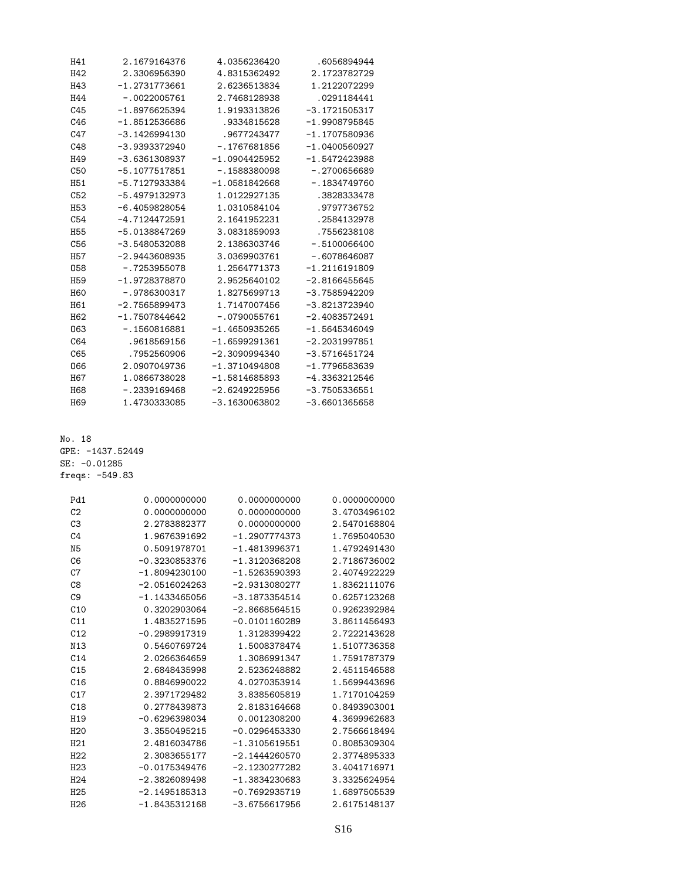| | | | |
|---|---|---|---|
| H41 | 2.1679164376 | 4.0356236420 | .6056894944 |
| H42 | 2.3306956390 | 4.8315362492 | 2.1723782729 |
| H43 | -1.2731773661 | 2.6236513834 | 1.2122072299 |
| H44 | -.0022005761 | 2.7468128938 | .0291184441 |
| C45 | -1.8976625394 | 1.9193313826 | -3.1721505317 |
| C46 | -1.8512536686 | .9334815628 | -1.9908795845 |
| C47 | -3.1426994130 | .9677243477 | -1.1707580936 |
| C48 | -3.9393372940 | -.1767681856 | -1.0400560927 |
| H49 | -3.6361308937 | -1.0904425952 | -1.5472423988 |
| C50 | -5.1077517851 | -.1588380098 | -.2700656689 |
| H51 | -5.7127933384 | -1.0581842668 | -.1834749760 |
| C52 | -5.4979132973 | 1.0122927135 | .3828333478 |
| H53 | -6.4059828054 | 1.0310584104 | .9797736752 |
| C54 | -4.7124472591 | 2.1641952231 | .2584132978 |
| H55 | -5.0138847269 | 3.0831859093 | .7556238108 |
| C56 | -3.5480532088 | 2.1386303746 | -.5100066400 |
| H57 | -2.9443608935 | 3.0369903761 | -.6078646087 |
| O58 | -.7253955078 | 1.2564771373 | -1.2116191809 |
| H59 | -1.9728378870 | 2.9525640102 | -2.8166455645 |
| H60 | -.9786300317 | 1.8275699713 | -3.7585942209 |
| H61 | -2.7565899473 | 1.7147007456 | -3.8213723940 |
| H62 | -1.7507844642 | -.0790055761 | -2.4083572491 |
| O63 | -.1560816881 | -1.4650935265 | -1.5645346049 |
| C64 | .9618569156 | -1.6599291361 | -2.2031997851 |
| C65 | .7952560906 | -2.3090994340 | -3.5716451724 |
| O66 | 2.0907049736 | -1.3710494808 | -1.7796583639 |
| H67 | 1.0866738028 | -1.5814685893 | -4.3363212546 |
| H68 | -.2339169468 | -2.6249225956 | -3.7505336551 |
| H69 | 1.4730333085 | -3.1630063802 | -3.6601365658 |

No. 18
GPE: -1437.52449
SE: -0.01285
freqs: -549.83

| | | | |
|---|---|---|---|
| Pd1 | 0.0000000000 | 0.0000000000 | 0.0000000000 |
| C2 | 0.0000000000 | 0.0000000000 | 3.4703496102 |
| C3 | 2.2783882377 | 0.0000000000 | 2.5470168804 |
| C4 | 1.9676391692 | -1.2907774373 | 1.7695040530 |
| N5 | 0.5091978701 | -1.4813996371 | 1.4792491430 |
| C6 | -0.3230853376 | -1.3120368208 | 2.7186736002 |
| C7 | -1.8094230100 | -1.5263590393 | 2.4074922229 |
| C8 | -2.0516024263 | -2.9313080277 | 1.8362111076 |
| C9 | -1.1433465056 | -3.1873354514 | 0.6257123268 |
| C10 | 0.3202903064 | -2.8668564515 | 0.9262392984 |
| C11 | 1.4835271595 | -0.0101160289 | 3.8611456493 |
| C12 | -0.2989917319 | 1.3128399422 | 2.7222143628 |
| N13 | 0.5460769724 | 1.5008378474 | 1.5107736358 |
| C14 | 2.0266364659 | 1.3086991347 | 1.7591787379 |
| C15 | 2.6848435998 | 2.5236248882 | 2.4511546588 |
| C16 | 0.8846990022 | 4.0270353914 | 1.5699443696 |
| C17 | 2.3971729482 | 3.8385605819 | 1.7170104259 |
| C18 | 0.2778439873 | 2.8183164668 | 0.8493903001 |
| H19 | -0.6296398034 | 0.0012308200 | 4.3699962683 |
| H20 | 3.3550495215 | -0.0296453330 | 2.7566618494 |
| H21 | 2.4816034786 | -1.3105619551 | 0.8085309304 |
| H22 | 2.3083655177 | -2.1444260570 | 2.3774895333 |
| H23 | -0.0175349476 | -2.1230277282 | 3.4041716971 |
| H24 | -2.3826089498 | -1.3834230683 | 3.3325624954 |
| H25 | -2.1495185313 | -0.7692935719 | 1.6897505539 |
| H26 | -1.8435312168 | -3.6756617956 | 2.6175148137 |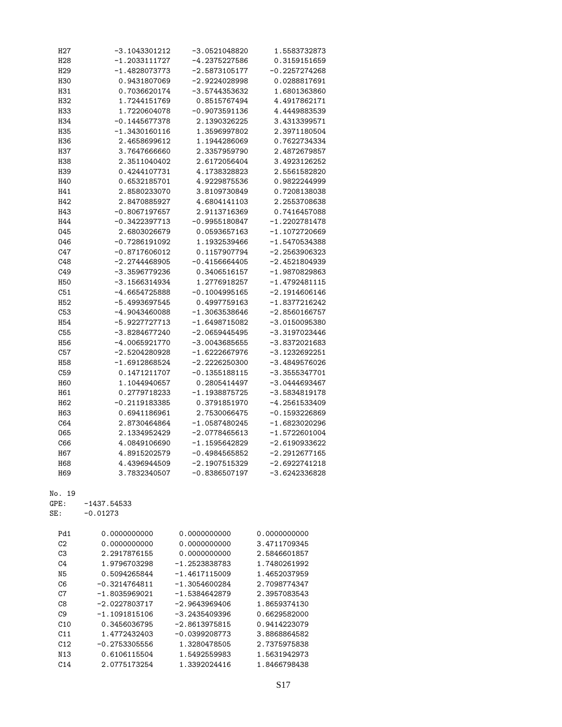| | | | |
|---|---|---|---|
| H27 | -3.1043301212 | -3.0521048820 | 1.5583732873 |
| H28 | -1.2033111727 | -4.2375227586 | 0.3159151659 |
| H29 | -1.4828073773 | -2.5873105177 | -0.2257274268 |
| H30 | 0.9431807069 | -2.9224028998 | 0.0288817691 |
| H31 | 0.7036620174 | -3.5744353632 | 1.6801363860 |
| H32 | 1.7244151769 | 0.8515767494 | 4.4917862171 |
| H33 | 1.7220604078 | -0.9073591136 | 4.4449883539 |
| H34 | -0.1445677378 | 2.1390326225 | 3.4313399571 |
| H35 | -1.3430160116 | 1.3596997802 | 2.3971180504 |
| H36 | 2.4658699612 | 1.1944286069 | 0.7622734334 |
| H37 | 3.7647666660 | 2.3357959790 | 2.4872679857 |
| H38 | 2.3511040402 | 2.6172056404 | 3.4923126252 |
| H39 | 0.4244107731 | 4.1738328823 | 2.5561582820 |
| H40 | 0.6532185701 | 4.9229875536 | 0.9822244999 |
| H41 | 2.8580233070 | 3.8109730849 | 0.7208138038 |
| H42 | 2.8470885927 | 4.6804141103 | 2.2553708638 |
| H43 | -0.8067197657 | 2.9113716369 | 0.7416457088 |
| H44 | -0.3422397713 | -0.9955180847 | -1.2202781478 |
| O45 | 2.6803026679 | 0.0593657163 | -1.1072720669 |
| O46 | -0.7286191092 | 1.1932539466 | -1.5470534388 |
| C47 | -0.8717606012 | 0.1157907794 | -2.2563906323 |
| C48 | -2.2744468905 | -0.4156664405 | -2.4521804939 |
| C49 | -3.3596779236 | 0.3406516157 | -1.9870829863 |
| H50 | -3.1566314934 | 1.2776918257 | -1.4792481115 |
| C51 | -4.6654725888 | -0.1004995165 | -2.1914606146 |
| H52 | -5.4993697545 | 0.4997759163 | -1.8377216242 |
| C53 | -4.9043460088 | -1.3063538646 | -2.8560166757 |
| H54 | -5.9227727713 | -1.6498715082 | -3.0150095380 |
| C55 | -3.8284677240 | -2.0659445495 | -3.3197023446 |
| H56 | -4.0065921770 | -3.0043685655 | -3.8372021683 |
| C57 | -2.5204280928 | -1.6222667976 | -3.1232692251 |
| H58 | -1.6912868524 | -2.2226250300 | -3.4849576026 |
| C59 | 0.1471211707 | -0.1355188115 | -3.3555347701 |
| H60 | 1.1044940657 | 0.2805414497 | -3.0444693467 |
| H61 | 0.2779718233 | -1.1938875725 | -3.5834819178 |
| H62 | -0.2119183385 | 0.3791851970 | -4.2561533409 |
| H63 | 0.6941186961 | 2.7530066475 | -0.1593226869 |
| C64 | 2.8730464864 | -1.0587480245 | -1.6823020296 |
| O65 | 2.1334952429 | -2.0778465613 | -1.5722601004 |
| C66 | 4.0849106690 | -1.1595642829 | -2.6190933622 |
| H67 | 4.8915202579 | -0.4984565852 | -2.2912677165 |
| H68 | 4.4396944509 | -2.1907515329 | -2.6922741218 |
| H69 | 3.7832340507 | -0.8386507197 | -3.6242336828 |

No. 19
GPE: -1437.54533
SE: -0.01273

| | | | |
|---|---|---|---|
| Pd1 | 0.0000000000 | 0.0000000000 | 0.0000000000 |
| C2 | 0.0000000000 | 0.0000000000 | 3.4711709345 |
| C3 | 2.2917876155 | 0.0000000000 | 2.5846601857 |
| C4 | 1.9796703298 | -1.2523838783 | 1.7480261992 |
| N5 | 0.5094265844 | -1.4617115009 | 1.4652037959 |
| C6 | -0.3214764811 | -1.3054600284 | 2.7098774347 |
| C7 | -1.8035969021 | -1.5384642879 | 2.3957083543 |
| C8 | -2.0227803717 | -2.9643969406 | 1.8659374130 |
| C9 | -1.1091815106 | -3.2435409396 | 0.6629582000 |
| C10 | 0.3456036795 | -2.8613975815 | 0.9414223079 |
| C11 | 1.4772432403 | -0.0399208773 | 3.8868864582 |
| C12 | -0.2753305556 | 1.3280478505 | 2.7375975838 |
| N13 | 0.6106115504 | 1.5492559983 | 1.5631942973 |
| C14 | 2.0775173254 | 1.3392024416 | 1.8466798438 |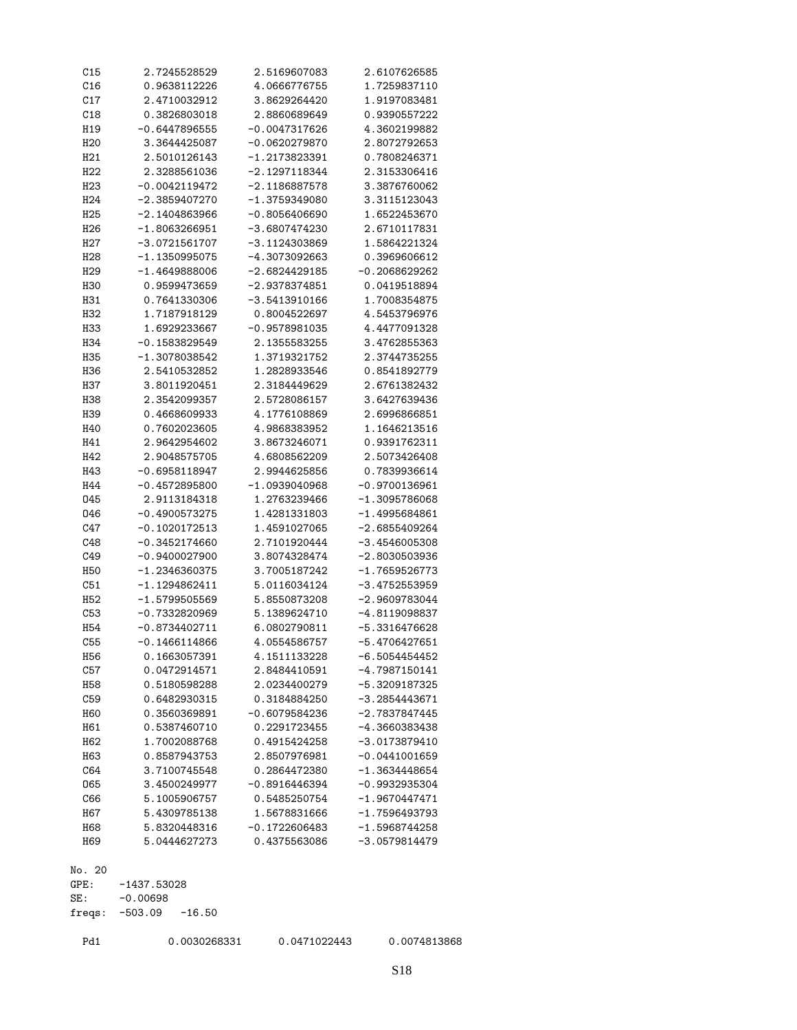```
C15     2.7245528529    2.5169607083    2.6107626585
C16     0.9638112226    4.0666776755    1.7259837110
C17     2.4710032912    3.8629264420    1.9197083481
C18     0.3826803018    2.8860689649    0.9390557222
H19    -0.6447896555   -0.0047317626    4.3602199882
H20     3.3644425087   -0.0620279870    2.8072792653
H21     2.5010126143   -1.2173823391    0.7808246371
H22     2.3288561036   -2.1297118344    2.3153306416
H23    -0.0042119472   -2.1186887578    3.3876760062
H24    -2.3859407270   -1.3759349080    3.3115123043
H25    -2.1404863966   -0.8056406690    1.6522453670
H26    -1.8063266951   -3.6807474230    2.6710117831
H27    -3.0721561707   -3.1124303869    1.5864221324
H28    -1.1350995075   -4.3073092663    0.3969606612
H29    -1.4649888006   -2.6824429185   -0.2068629262
H30     0.9599473659   -2.9378374851    0.0419518894
H31     0.7641330306   -3.5413910166    1.7008354875
H32     1.7187918129    0.8004522697    4.5453796976
H33     1.6929233667   -0.9578981035    4.4477091328
H34    -0.1583829549    2.1355583255    3.4762855363
H35    -1.3078038542    1.3719321752    2.3744735255
H36     2.5410532852    1.2828933546    0.8541892779
H37     3.8011920451    2.3184449629    2.6761382432
H38     2.3542099357    2.5728086157    3.6427639436
H39     0.4668609933    4.1776108869    2.6996866851
H40     0.7602023605    4.9868383952    1.1646213516
H41     2.9642954602    3.8673246071    0.9391762311
H42     2.9048575705    4.6808562209    2.5073426408
H43    -0.6958118947    2.9944625856    0.7839936614
H44    -0.4572895800   -1.0939040968   -0.9700136961
O45     2.9113184318    1.2763239466   -1.3095786068
O46    -0.4900573275    1.4281331803   -1.4995684861
C47    -0.1020172513    1.4591027065   -2.6855409264
C48    -0.3452174660    2.7101920444   -3.4546005308
C49    -0.9400027900    3.8074328474   -2.8030503936
H50    -1.2346360375    3.7005187242   -1.7659526773
C51    -1.1294862411    5.0116034124   -3.4752553959
H52    -1.5799505569    5.8550873208   -2.9609783044
C53    -0.7332820969    5.1389624710   -4.8119098837
H54    -0.8734402711    6.0802790811   -5.3316476628
C55    -0.1466114866    4.0554586757   -5.4706427651
H56     0.1663057391    4.1511133228   -6.5054454452
C57     0.0472914571    2.8484410591   -4.7987150141
H58     0.5180598288    2.0234400279   -5.3209187325
C59     0.6482930315    0.3184884250   -3.2854443671
H60     0.3560369891   -0.6079584236   -2.7837847445
H61     0.5387460710    0.2291723455   -4.3660383438
H62     1.7002088768    0.4915424258   -3.0173879410
H63     0.8587943753    2.8507976981   -0.0441001659
C64     3.7100745548    0.2864472380   -1.3634448654
O65     3.4500249977   -0.8916446394   -0.9932935304
C66     5.1005906757    0.5485250754   -1.9670447471
H67     5.4309785138    1.5678831666   -1.7596493793
H68     5.8320448316   -0.1722606483   -1.5968744258
H69     5.0444627273    0.4375563086   -3.0579814479
```

```
No. 20
GPE:    -1437.53028
SE:     -0.00698
freqs:  -503.09   -16.50

Pd1     0.0030268331    0.0471022443    0.0074813868
```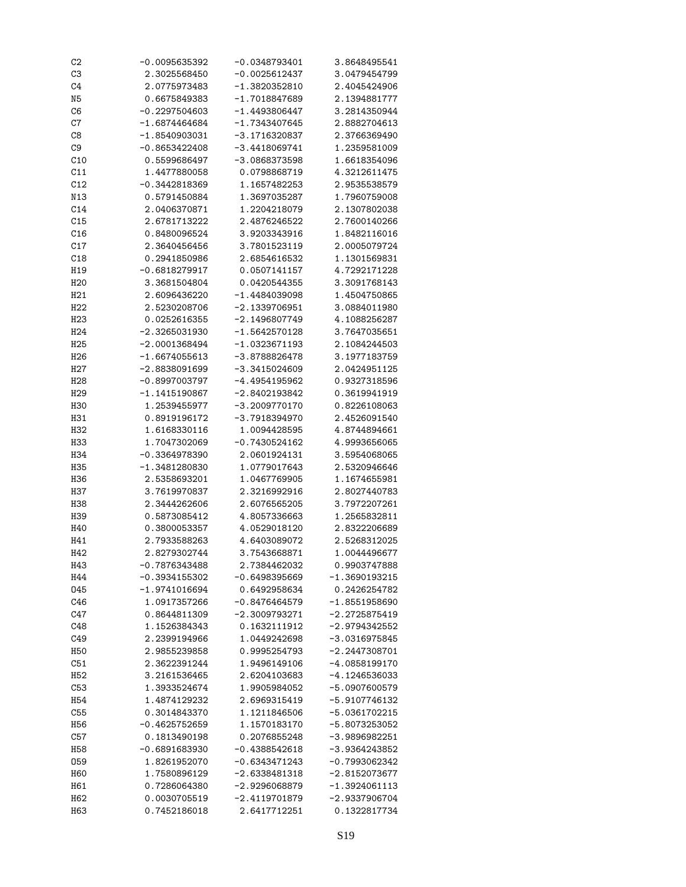```
C2     -0.0095635392   -0.0348793401    3.8648495541
C3      2.3025568450   -0.0025612437    3.0479454799
C4      2.0775973483   -1.3820352810    2.4045424906
N5      0.6675849383   -1.7018847689    2.1394881777
C6     -0.2297504603   -1.4493806447    3.2814350944
C7     -1.6874464684   -1.7343407645    2.8882704613
C8     -1.8540903031   -3.1716320837    2.3766369490
C9     -0.8653422408   -3.4418069741    1.2359581009
C10     0.5599686497   -3.0868373598    1.6618354096
C11     1.4477880058    0.0798868719    4.3212611475
C12    -0.3442818369    1.1657482253    2.9535538579
N13     0.5791450884    1.3697035287    1.7960759008
C14     2.0406370871    1.2204218079    2.1307802038
C15     2.6781713222    2.4876246522    2.7600140266
C16     0.8480096524    3.9203343916    1.8482116016
C17     2.3640456456    3.7801523119    2.0005079724
C18     0.2941850986    2.6854616532    1.1301569831
H19    -0.6818279917    0.0507141157    4.7292171228
H20     3.3681504804    0.0420544355    3.3091768143
H21     2.6096436220   -1.4484039098    1.4504750865
H22     2.5230208706   -2.1339706951    3.0884011980
H23     0.0252616355   -2.1496807749    4.1088256287
H24    -2.3265031930   -1.5642570128    3.7647035651
H25    -2.0001368494   -1.0323671193    2.1084244503
H26    -1.6674055613   -3.8788826478    3.1977183759
H27    -2.8838091699   -3.3415024609    2.0424951125
H28    -0.8997003797   -4.4954195962    0.9327318596
H29    -1.1415190867   -2.8402193842    0.3619941919
H30     1.2539455977   -3.2009770170    0.8226108063
H31     0.8919196172   -3.7918394970    2.4526091540
H32     1.6168330116    1.0094428595    4.8744894661
H33     1.7047302069   -0.7430524162    4.9993656065
H34    -0.3364978390    2.0601924131    3.5954068065
H35    -1.3481280830    1.0779017643    2.5320946646
H36     2.5358693201    1.0467769905    1.1674655981
H37     3.7619970837    2.3216992916    2.8027440783
H38     2.3444262606    2.6076565205    3.7972207261
H39     0.5873085412    4.8057336663    1.2565832811
H40     0.3800053357    4.0529018120    2.8322206689
H41     2.7933588263    4.6403089072    2.5268312025
H42     2.8279302744    3.7543668871    1.0044496677
H43    -0.7876343488    2.7384462032    0.9903747888
H44    -0.3934155302   -0.6498395669   -1.3690193215
O45    -1.9741016694    0.6492958634    0.2426254782
C46     1.0917357266   -0.8476464579   -1.8551958690
C47     0.8644811309   -2.3009793271   -2.2725875419
C48     1.1526384343    0.1632111912   -2.9794342552
C49     2.2399194966    1.0449242698   -3.0316975845
H50     2.9855239858    0.9995254793   -2.2447308701
C51     2.3622391244    1.9496149106   -4.0858199170
H52     3.2161536465    2.6204103683   -4.1246536033
C53     1.3933524674    1.9905984052   -5.0907600579
H54     1.4874129232    2.6969315419   -5.9107746132
C55     0.3014843370    1.1211846506   -5.0361702215
H56    -0.4625752659    1.1570183170   -5.8073253052
C57     0.1813490198    0.2076855248   -3.9896982251
H58    -0.6891683930   -0.4388542618   -3.9364243852
O59     1.8261952070   -0.6343471243   -0.7993062342
H60     1.7580896129   -2.6338481318   -2.8152073677
H61     0.7286064380   -2.9296068879   -1.3924061113
H62     0.0030705519   -2.4119701879   -2.9337906704
H63     0.7452186018    2.6417712251    0.1322817734
```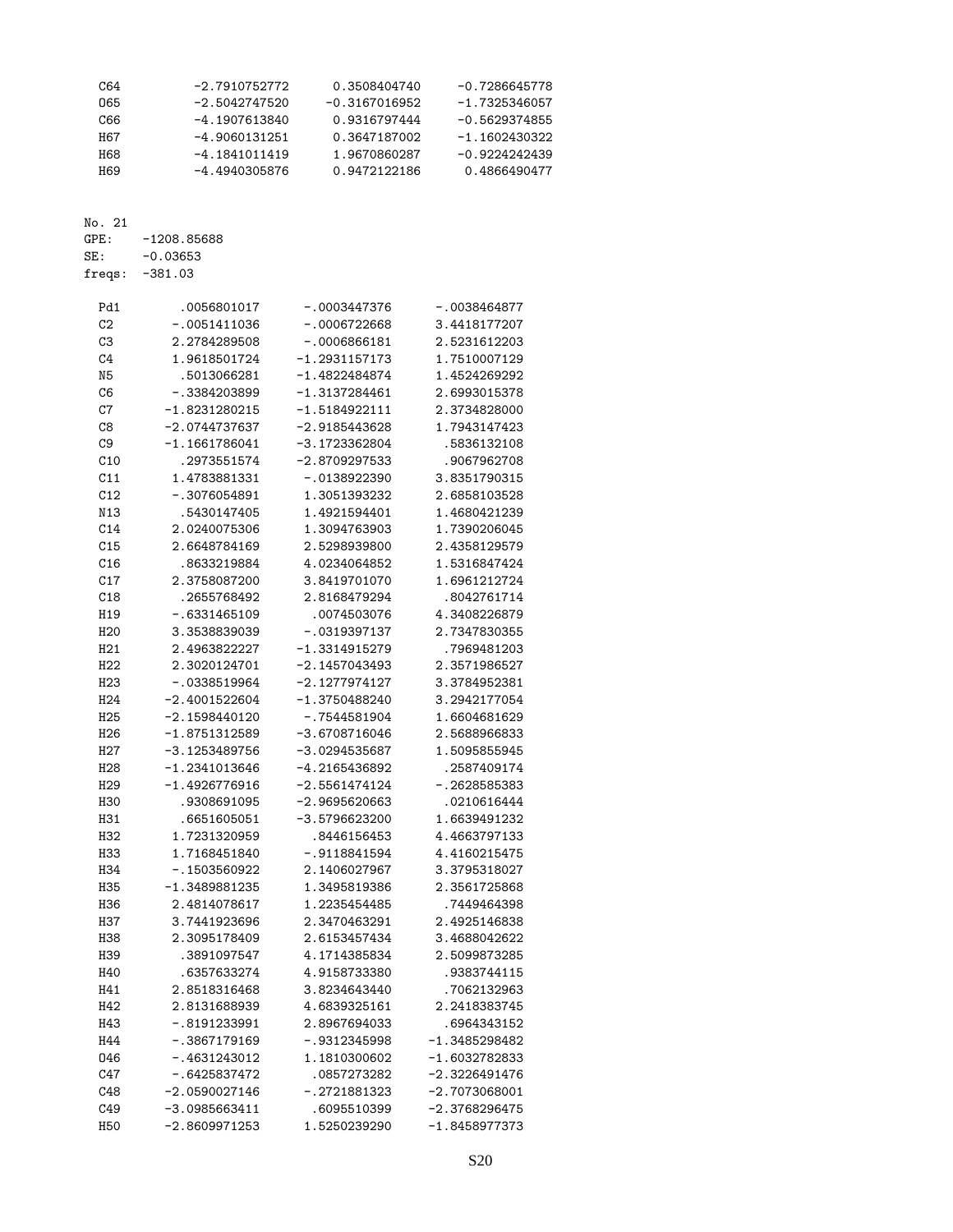```
C64         -2.7910752772      0.3508404740     -0.7286645778
O65         -2.5042747520     -0.3167016952     -1.7325346057
C66         -4.1907613840      0.9316797444     -0.5629374855
H67         -4.9060131251      0.3647187002     -1.1602430322
H68         -4.1841011419      1.9670860287     -0.9224242439
H69         -4.4940305876      0.9472122186      0.4866490477
```

```
No. 21
GPE:    -1208.85688
SE:     -0.03653
freqs:  -381.03
```

```
Pd1        .0056801017      -.0003447376      -.0038464877
C2        -.0051411036      -.0006722668      3.4418177207
C3        2.2784289508      -.0006866181      2.5231612203
C4        1.9618501724     -1.2931157173      1.7510007129
N5         .5013066281     -1.4822484874      1.4524269292
C6        -.3384203899     -1.3137284461      2.6993015378
C7       -1.8231280215     -1.5184922111      2.3734828000
C8       -2.0744737637     -2.9185443628      1.7943147423
C9       -1.1661786041     -3.1723362804       .5836132108
C10        .2973551574     -2.8709297533       .9067962708
C11       1.4783881331      -.0138922390      3.8351790315
C12       -.3076054891      1.3051393232      2.6858103528
N13        .5430147405      1.4921594401      1.4680421239
C14       2.0240075306      1.3094763903      1.7390206045
C15       2.6648784169      2.5298939800      2.4358129579
C16        .8633219884      4.0234064852      1.5316847424
C17       2.3758087200      3.8419701070      1.6961212724
C18        .2655768492      2.8168479294       .8042761714
H19       -.6331465109       .0074503076      4.3408226879
H20       3.3538839039      -.0319397137      2.7347830355
H21       2.4963822227     -1.3314915279       .7969481203
H22       2.3020124701     -2.1457043493      2.3571986527
H23       -.0338519964     -2.1277974127      3.3784952381
H24      -2.4001522604     -1.3750488240      3.2942177054
H25      -2.1598440120      -.7544581904      1.6604681629
H26      -1.8751312589     -3.6708716046      2.5688966833
H27      -3.1253489756     -3.0294535687      1.5095855945
H28      -1.2341013646     -4.2165436892       .2587409174
H29      -1.4926776916     -2.5561474124      -.2628585383
H30        .9308691095     -2.9695620663       .0210616444
H31        .6651605051     -3.5796623200      1.6639491232
H32       1.7231320959       .8446156453      4.4663797133
H33       1.7168451840      -.9118841594      4.4160215475
H34       -.1503560922      2.1406027967      3.3795318027
H35      -1.3489881235      1.3495819386      2.3561725868
H36       2.4814078617      1.2235454485       .7449464398
H37       3.7441923696      2.3470463291      2.4925146838
H38       2.3095178409      2.6153457434      3.4688042622
H39        .3891097547      4.1714385834      2.5099873285
H40        .6357633274      4.9158733380       .9383744115
H41       2.8518316468      3.8234643440       .7062132963
H42       2.8131688939      4.6839325161      2.2418383745
H43       -.8191233991      2.8967694033       .6964343152
H44       -.3867179169      -.9312345998     -1.3485298482
O46       -.4631243012      1.1810300602     -1.6032782833
C47       -.6425837472       .0857273282     -2.3226491476
C48      -2.0590027146      -.2721881323     -2.7073068001
C49      -3.0985663411       .6095510399     -2.3768296475
H50      -2.8609971253      1.5250239290     -1.8458977373
```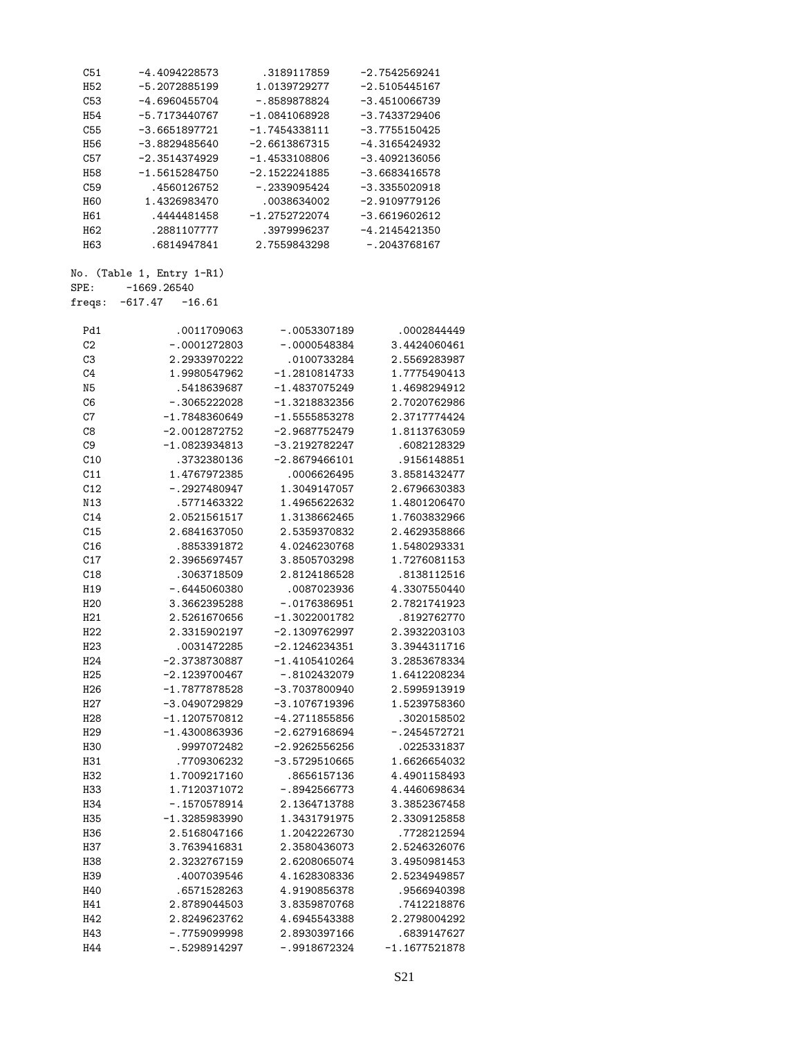```
C51     -4.4094228573     .3189117859    -2.7542569241
H52     -5.2072885199    1.0139729277    -2.5105445167
C53     -4.6960455704    -.8589878824    -3.4510066739
H54     -5.7173440767   -1.0841068928    -3.7433729406
C55     -3.6651897721   -1.7454338111    -3.7755150425
H56     -3.8829485640   -2.6613867315    -4.3165424932
C57     -2.3514374929   -1.4533108806    -3.4092136056
H58     -1.5615284750   -2.1522241885    -3.6683416578
C59       .4560126752    -.2339095424    -3.3355020918
H60      1.4326983470     .0038634002    -2.9109779126
H61       .4444481458   -1.2752722074    -3.6619602612
H62       .2881107777     .3979996237    -4.2145421350
H63       .6814947841    2.7559843298     -.2043768167
```

No. (Table 1, Entry 1-R1)
SPE: -1669.26540
freqs: -617.47 -16.61

```
Pd1        .0011709063     -.0053307189      .0002844449
C2        -.0001272803     -.0000548384     3.4424060461
C3        2.2933970222      .0100733284     2.5569283987
C4        1.9980547962    -1.2810814733     1.7775490413
N5         .5418639687    -1.4837075249     1.4698294912
C6        -.3065222028    -1.3218832356     2.7020762986
C7       -1.7848360649    -1.5555853278     2.3717774424
C8       -2.0012872752    -2.9687752479     1.8113763059
C9       -1.0823934813    -3.2192782247      .6082128329
C10        .3732380136    -2.8679466101      .9156148851
C11       1.4767972385      .0006626495     3.8581432477
C12       -.2927480947     1.3049147057     2.6796630383
N13        .5771463322     1.4965622632     1.4801206470
C14       2.0521561517     1.3138662465     1.7603832966
C15       2.6841637050     2.5359370832     2.4629358866
C16        .8853391872     4.0246230768     1.5480293331
C17       2.3965697457     3.8505703298     1.7276081153
C18        .3063718509     2.8124186528      .8138112516
H19       -.6445060380      .0087023936     4.3307550440
H20       3.3662395288     -.0176386951     2.7821741923
H21       2.5261670656    -1.3022001782      .8192762770
H22       2.3315902197    -2.1309762997     2.3932203103
H23        .0031472285    -2.1246234351     3.3944311716
H24      -2.3738730887    -1.4105410264     3.2853678334
H25      -2.1239700467     -.8102432079     1.6412208234
H26      -1.7877878528    -3.7037800940     2.5995913919
H27      -3.0490729829    -3.1076719396     1.5239758360
H28      -1.1207570812    -4.2711855856      .3020158502
H29      -1.4300863936    -2.6279168694     -.2454572721
H30        .9997072482    -2.9262556256      .0225331837
H31        .7709306232    -3.5729510665     1.6626654032
H32       1.7009217160      .8656157136     4.4901158493
H33       1.7120371072     -.8942566773     4.4460698634
H34       -.1570578914     2.1364713788     3.3852367458
H35      -1.3285983990     1.3431791975     2.3309125858
H36       2.5168047166     1.2042226730      .7728212594
H37       3.7639416831     2.3580436073     2.5246326076
H38       2.3232767159     2.6208065074     3.4950981453
H39        .4007039546     4.1628308336     2.5234949857
H40        .6571528263     4.9190856378      .9566940398
H41       2.8789044503     3.8359870768      .7412218876
H42       2.8249623762     4.6945543388     2.2798004292
H43       -.7759099998     2.8930397166      .6839147627
H44       -.5298914297     -.9918672324    -1.1677521878
```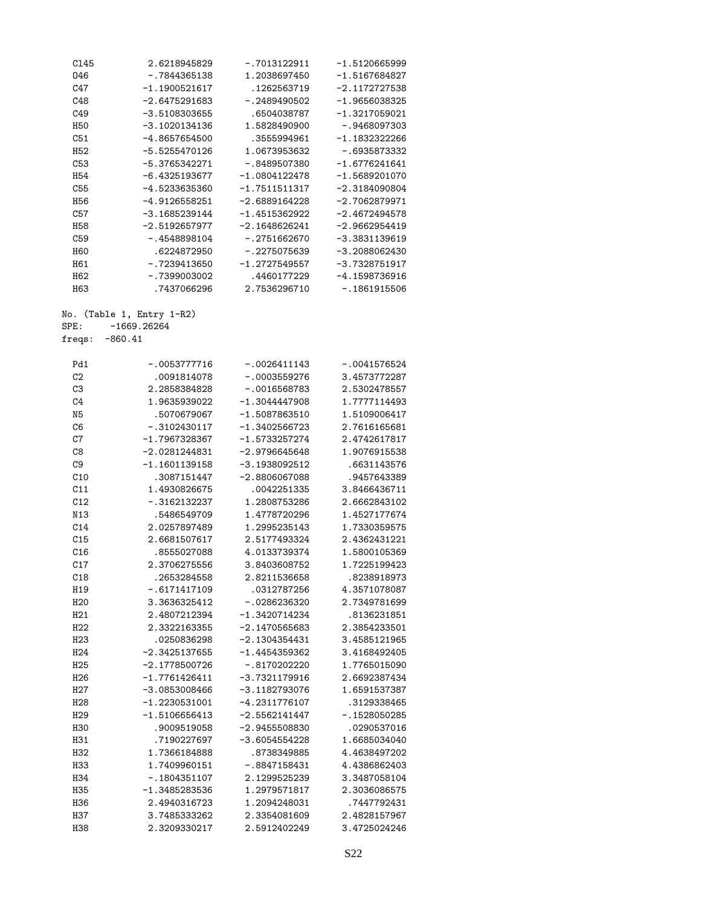```
Cl45      2.6218945829     -.7013122911    -1.5120665999
O46       -.7844365138     1.2038697450    -1.5167684827
C47      -1.1900521617      .1262563719    -2.1172727538
C48      -2.6475291683     -.2489490502    -1.9656038325
C49      -3.5108303655      .6504038787    -1.3217059021
H50      -3.1020134136     1.5828490900     -.9468097303
C51      -4.8657654500      .3555994961    -1.1832322266
H52      -5.5255470126     1.0673953632     -.6935873332
C53      -5.3765342271     -.8489507380    -1.6776241641
H54      -6.4325193677    -1.0804122478    -1.5689201070
C55      -4.5233635360    -1.7511511317    -2.3184090804
H56      -4.9126558251    -2.6889164228    -2.7062879971
C57      -3.1685239144    -1.4515362922    -2.4672494578
H58      -2.5192657977    -2.1648626241    -2.9662954419
C59       -.4548898104     -.2751662670    -3.3831139619
H60        .6224872950     -.2275075639    -3.2088062430
H61       -.7239413650    -1.2727549557    -3.7328751917
H62       -.7399003002      .4460177229    -4.1598736916
H63        .7437066296     2.7536296710     -.1861915506
```

No. (Table 1, Entry 1-R2)
SPE: -1669.26264
freqs: -860.41

```
Pd1       -.0053777716     -.0026411143     -.0041576524
C2         .0091814078     -.0003559276     3.4573772287
C3        2.2858384828     -.0016568783     2.5302478557
C4        1.9635939022    -1.3044447908     1.7777114493
N5         .5070679067    -1.5087863510     1.5109006417
C6        -.3102430117    -1.3402566723     2.7616165681
C7       -1.7967328367    -1.5733257274     2.4742617817
C8       -2.0281244831    -2.9796645648     1.9076915538
C9       -1.1601139158    -3.1938092512      .6631143576
C10        .3087151447    -2.8806067088      .9457643389
C11       1.4930826675      .0042251335     3.8466436711
C12       -.3162132237     1.2808753286     2.6662843102
N13        .5486549709     1.4778720296     1.4527177674
C14       2.0257897489     1.2995235143     1.7330359575
C15       2.6681507617     2.5177493324     2.4362431221
C16        .8555027088     4.0133739374     1.5800105369
C17       2.3706275556     3.8403608752     1.7225199423
C18        .2653284558     2.8211536658      .8238918973
H19       -.6171417109      .0312787256     4.3571078087
H20       3.3636325412     -.0286236320     2.7349781699
H21       2.4807212394    -1.3420714234      .8136231851
H22       2.3322163355    -2.1470565683     2.3854233501
H23        .0250836298    -2.1304354431     3.4585121965
H24      -2.3425137655    -1.4454359362     3.4168492405
H25      -2.1778500726     -.8170202220     1.7765015090
H26      -1.7761426411    -3.7321179916     2.6692387434
H27      -3.0853008466    -3.1182793076     1.6591537387
H28      -1.2230531001    -4.2311776107      .3129338465
H29      -1.5106656413    -2.5562141447     -.1528050285
H30        .9009519058    -2.9455508830      .0290537016
H31        .7190227697    -3.6054554228     1.6685034040
H32       1.7366184888      .8738349885     4.4638497202
H33       1.7409960151     -.8847158431     4.4386862403
H34       -.1804351107     2.1299525239     3.3487058104
H35      -1.3485283536     1.2979571817     2.3036086575
H36       2.4940316723     1.2094248031      .7447792431
H37       3.7485333262     2.3354081609     2.4828157967
H38       2.3209330217     2.5912402249     3.4725024246
```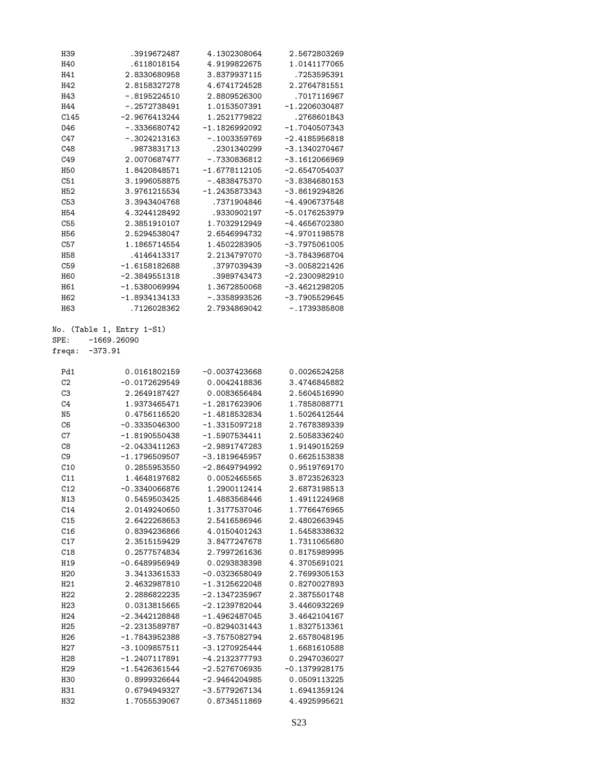| | | | |
|---|---|---|---|
| H39 | .3919672487 | 4.1302308064 | 2.5672803269 |
| H40 | .6118018154 | 4.9199822675 | 1.0141177065 |
| H41 | 2.8330680958 | 3.8379937115 | .7253595391 |
| H42 | 2.8158327278 | 4.6741724528 | 2.2764781551 |
| H43 | -.8195224510 | 2.8809526300 | .7017116967 |
| H44 | -.2572738491 | 1.0153507391 | -1.2206030487 |
| Cl45 | -2.9676413244 | 1.2521779822 | .2768601843 |
| O46 | -.3336680742 | -1.1826992092 | -1.7040507343 |
| C47 | -.3024213163 | -.1003359769 | -2.4185956818 |
| C48 | .9873831713 | .2301340299 | -3.1340270467 |
| C49 | 2.0070687477 | -.7330836812 | -3.1612066969 |
| H50 | 1.8420848571 | -1.6778112105 | -2.6547054037 |
| C51 | 3.1996058875 | -.4838475370 | -3.8384680153 |
| H52 | 3.9761215534 | -1.2435873343 | -3.8619294826 |
| C53 | 3.3943404768 | .7371904846 | -4.4906737548 |
| H54 | 4.3244128492 | .9330902197 | -5.0176253979 |
| C55 | 2.3851910107 | 1.7032912949 | -4.4656702380 |
| H56 | 2.5294538047 | 2.6546994732 | -4.9701198578 |
| C57 | 1.1865714554 | 1.4502283905 | -3.7975061005 |
| H58 | .4146413317 | 2.2134797070 | -3.7843968704 |
| C59 | -1.6158182688 | .3797039439 | -3.0058221426 |
| H60 | -2.3849551318 | .3989743473 | -2.2300982910 |
| H61 | -1.5380069994 | 1.3672850068 | -3.4621298205 |
| H62 | -1.8934134133 | -.3358993526 | -3.7905529645 |
| H63 | .7126028362 | 2.7934869042 | -.1739385808 |

No. (Table 1, Entry 1-S1)
SPE: -1669.26090
freqs: -373.91

| | | | |
|---|---|---|---|
| Pd1 | 0.0161802159 | -0.0037423668 | 0.0026524258 |
| C2 | -0.0172629549 | 0.0042418836 | 3.4746845882 |
| C3 | 2.2649187427 | 0.0083656484 | 2.5604516990 |
| C4 | 1.9373465471 | -1.2817623906 | 1.7858088771 |
| N5 | 0.4756116520 | -1.4818532834 | 1.5026412544 |
| C6 | -0.3335046300 | -1.3315097218 | 2.7678389339 |
| C7 | -1.8190550438 | -1.5907534411 | 2.5058336240 |
| C8 | -2.0433411263 | -2.9891747283 | 1.9149015259 |
| C9 | -1.1796509507 | -3.1819645957 | 0.6625153838 |
| C10 | 0.2855953550 | -2.8649794992 | 0.9519769170 |
| C11 | 1.4648197682 | 0.0052465565 | 3.8723526323 |
| C12 | -0.3340066876 | 1.2900112414 | 2.6873198513 |
| N13 | 0.5459503425 | 1.4883568446 | 1.4911224968 |
| C14 | 2.0149240650 | 1.3177537046 | 1.7766476965 |
| C15 | 2.6422268653 | 2.5416586946 | 2.4802663945 |
| C16 | 0.8394236866 | 4.0150401243 | 1.5458338632 |
| C17 | 2.3515159429 | 3.8477247678 | 1.7311065680 |
| C18 | 0.2577574834 | 2.7997261636 | 0.8175989995 |
| H19 | -0.6489956949 | 0.0293838398 | 4.3705691021 |
| H20 | 3.3413361533 | -0.0323658049 | 2.7699305153 |
| H21 | 2.4632987810 | -1.3125622048 | 0.8270027893 |
| H22 | 2.2886822235 | -2.1347235967 | 2.3875501748 |
| H23 | 0.0313815665 | -2.1239782044 | 3.4460932269 |
| H24 | -2.3442128848 | -1.4962487045 | 3.4642104167 |
| H25 | -2.2313589787 | -0.8294031443 | 1.8327513361 |
| H26 | -1.7843952388 | -3.7575082794 | 2.6578048195 |
| H27 | -3.1009857511 | -3.1270925444 | 1.6681610588 |
| H28 | -1.2407117891 | -4.2132377793 | 0.2947036027 |
| H29 | -1.5426361544 | -2.5276706935 | -0.1379928175 |
| H30 | 0.8999326644 | -2.9464204985 | 0.0509113225 |
| H31 | 0.6794949327 | -3.5779267134 | 1.6941359124 |
| H32 | 1.7055539067 | 0.8734511869 | 4.4925995621 |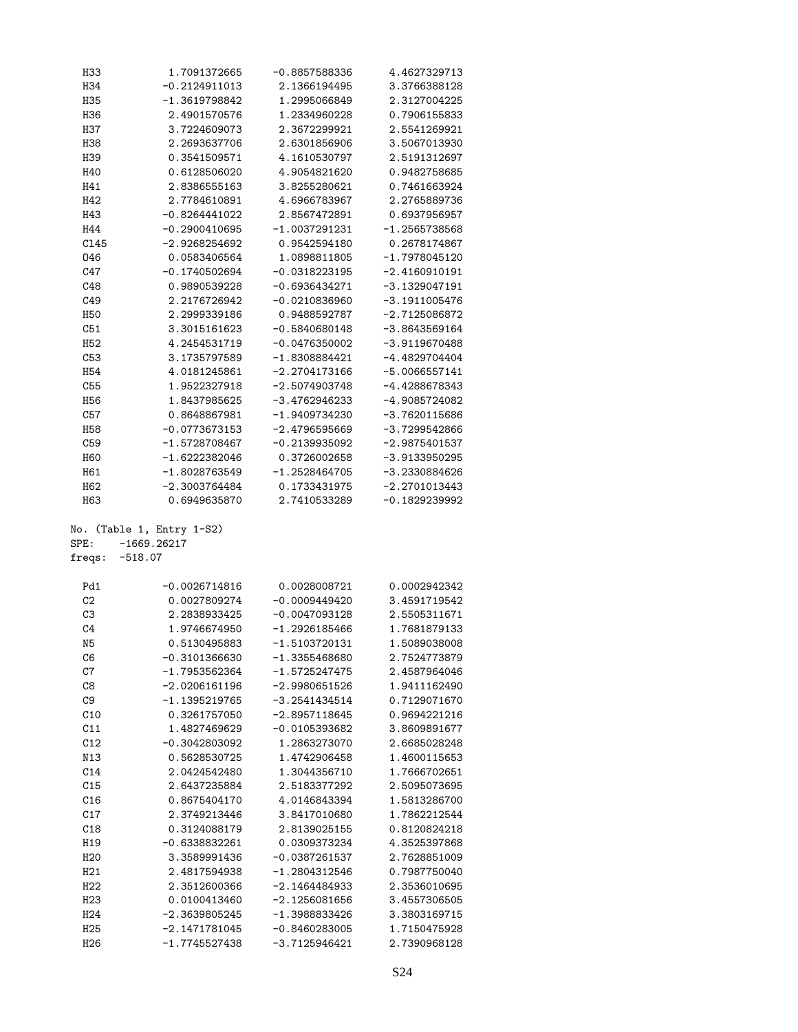```
H33          1.7091372665     -0.8857588336      4.4627329713
H34         -0.2124911013      2.1366194495      3.3766388128
H35         -1.3619798842      1.2995066849      2.3127004225
H36          2.4901570576      1.2334960228      0.7906155833
H37          3.7224609073      2.3672299921      2.5541269921
H38          2.2693637706      2.6301856906      3.5067013930
H39          0.3541509571      4.1610530797      2.5191312697
H40          0.6128506020      4.9054821620      0.9482758685
H41          2.8386555163      3.8255280621      0.7461663924
H42          2.7784610891      4.6966783967      2.2765889736
H43         -0.8264441022      2.8567472891      0.6937956957
H44         -0.2900410695     -1.0037291231     -1.2565738568
Cl45        -2.9268254692      0.9542594180      0.2678174867
O46          0.0583406564      1.0898811805     -1.7978045120
C47         -0.1740502694     -0.0318223195     -2.4160910191
C48          0.9890539228     -0.6936434271     -3.1329047191
C49          2.2176726942     -0.0210836960     -3.1911005476
H50          2.2999339186      0.9488592787     -2.7125086872
C51          3.3015161623     -0.5840680148     -3.8643569164
H52          4.2454531719     -0.0476350002     -3.9119670488
C53          3.1735797589     -1.8308884421     -4.4829704404
H54          4.0181245861     -2.2704173166     -5.0066557141
C55          1.9522327918     -2.5074903748     -4.4288678343
H56          1.8437985625     -3.4762946233     -4.9085724082
C57          0.8648867981     -1.9409734230     -3.7620115686
H58         -0.0773673153     -2.4796595669     -3.7299542866
C59         -1.5728708467     -0.2139935092     -2.9875401537
H60         -1.6222382046      0.3726002658     -3.9133950295
H61         -1.8028763549     -1.2528464705     -3.2330884626
H62         -2.3003764484      0.1733431975     -2.2701013443
H63          0.6949635870      2.7410533289     -0.1829239992
```

```
No. (Table 1, Entry 1-S2)
SPE:    -1669.26217
freqs:  -518.07
```

```
Pd1         -0.0026714816      0.0028008721      0.0002942342
C2           0.0027809274     -0.0009449420      3.4591719542
C3           2.2838933425     -0.0047093128      2.5505311671
C4           1.9746674950     -1.2926185466      1.7681879133
N5           0.5130495883     -1.5103720131      1.5089038008
C6          -0.3101366630     -1.3355468680      2.7524773879
C7          -1.7953562364     -1.5725247475      2.4587964046
C8          -2.0206161196     -2.9980651526      1.9411162490
C9          -1.1395219765     -3.2541434514      0.7129071670
C10          0.3261757050     -2.8957118645      0.9694221216
C11          1.4827469629     -0.0105393682      3.8609891677
C12         -0.3042803092      1.2863273070      2.6685028248
N13          0.5628530725      1.4742906458      1.4600115653
C14          2.0424542480      1.3044356710      1.7666702651
C15          2.6437235884      2.5183377292      2.5095073695
C16          0.8675404170      4.0146843394      1.5813286700
C17          2.3749213446      3.8417010680      1.7862212544
C18          0.3124088179      2.8139025155      0.8120824218
H19         -0.6338832261      0.0309373234      4.3525397868
H20          3.3589991436     -0.0387261537      2.7628851009
H21          2.4817594938     -1.2804312546      0.7987750040
H22          2.3512600366     -2.1464484933      2.3536010695
H23          0.0100413460     -2.1256081656      3.4557306505
H24         -2.3639805245     -1.3988833426      3.3803169715
H25         -2.1471781045     -0.8460283005      1.7150475928
H26         -1.7745527438     -3.7125946421      2.7390968128
```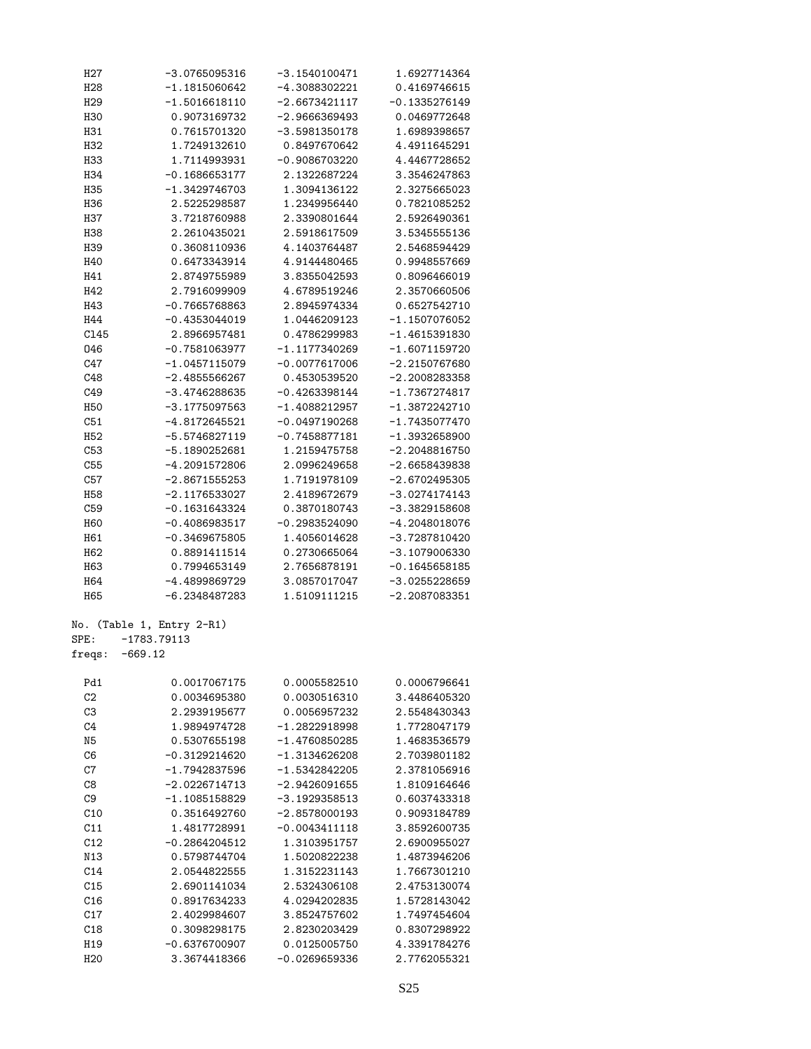```
H27        -3.0765095316   -3.1540100471    1.6927714364
H28        -1.1815060642   -4.3088302221    0.4169746615
H29        -1.5016618110   -2.6673421117   -0.1335276149
H30         0.9073169732   -2.9666369493    0.0469772648
H31         0.7615701320   -3.5981350178    1.6989398657
H32         1.7249132610    0.8497670642    4.4911645291
H33         1.7114993931   -0.9086703220    4.4467728652
H34        -0.1686653177    2.1322687224    3.3546247863
H35        -1.3429746703    1.3094136122    2.3275665023
H36         2.5225298587    1.2349956440    0.7821085252
H37         3.7218760988    2.3390801644    2.5926490361
H38         2.2610435021    2.5918617509    3.5345555136
H39         0.3608110936    4.1403764487    2.5468594429
H40         0.6473343914    4.9144480465    0.9948557669
H41         2.8749755989    3.8355042593    0.8096466019
H42         2.7916099909    4.6789519246    2.3570660506
H43        -0.7665768863    2.8945974334    0.6527542710
H44        -0.4353044019    1.0446209123   -1.1507076052
Cl45        2.8966957481    0.4786299983   -1.4615391830
O46        -0.7581063977   -1.1177340269   -1.6071159720
C47        -1.0457115079   -0.0077617006   -2.2150767680
C48        -2.4855566267    0.4530539520   -2.2008283358
C49        -3.4746288635   -0.4263398144   -1.7367274817
H50        -3.1775097563   -1.4088212957   -1.3872242710
C51        -4.8172645521   -0.0497190268   -1.7435077470
H52        -5.5746827119   -0.7458877181   -1.3932658900
C53        -5.1890252681    1.2159475758   -2.2048816750
C55        -4.2091572806    2.0996249658   -2.6658439838
C57        -2.8671555253    1.7191978109   -2.6702495305
H58        -2.1176533027    2.4189672679   -3.0274174143
C59        -0.1631643324    0.3870180743   -3.3829158608
H60        -0.4086983517   -0.2983524090   -4.2048018076
H61        -0.3469675805    1.4056014628   -3.7287810420
H62         0.8891411514    0.2730665064   -3.1079006330
H63         0.7994653149    2.7656878191   -0.1645658185
H64        -4.4899869729    3.0857017047   -3.0255228659
H65        -6.2348487283    1.5109111215   -2.2087083351
```

No. (Table 1, Entry 2-R1)
SPE: -1783.79113
freqs: -669.12

```
Pd1         0.0017067175    0.0005582510    0.0006796641
C2          0.0034695380    0.0030516310    3.4486405320
C3          2.2939195677    0.0056957232    2.5548430343
C4          1.9894974728   -1.2822918998    1.7728047179
N5          0.5307655198   -1.4760850285    1.4683536579
C6         -0.3129214620   -1.3134626208    2.7039801182
C7         -1.7942837596   -1.5342842205    2.3781056916
C8         -2.0226714713   -2.9426091655    1.8109164646
C9         -1.1085158829   -3.1929358513    0.6037433318
C10         0.3516492760   -2.8578000193    0.9093184789
C11         1.4817728991   -0.0043411118    3.8592600735
C12        -0.2864204512    1.3103951757    2.6900955027
N13         0.5798744704    1.5020822238    1.4873946206
C14         2.0544822555    1.3152231143    1.7667301210
C15         2.6901141034    2.5324306108    2.4753130074
C16         0.8917634233    4.0294202835    1.5728143042
C17         2.4029984607    3.8524757602    1.7497454604
C18         0.3098298175    2.8230203429    0.8307298922
H19        -0.6376700907    0.0125005750    4.3391784276
H20         3.3674418366   -0.0269659336    2.7762055321
```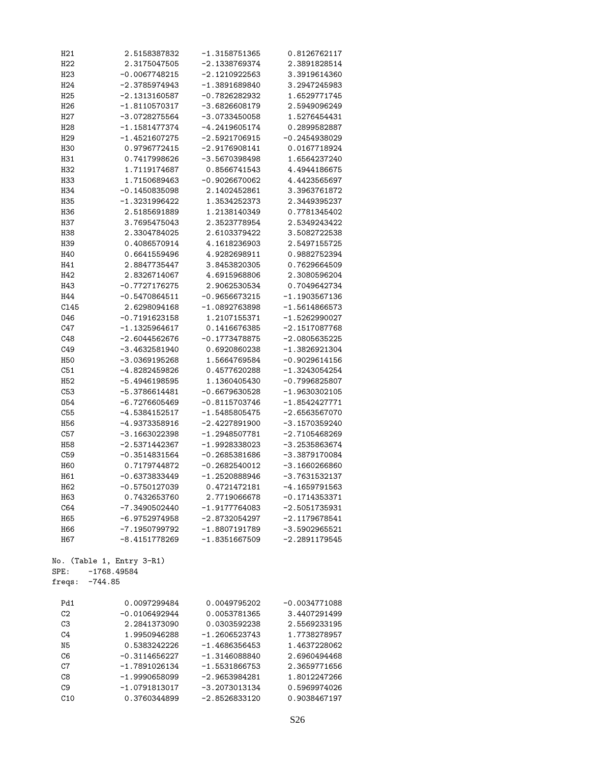| | | | |
|---|---|---|---|
| H21 | 2.5158387832 | -1.3158751365 | 0.8126762117 |
| H22 | 2.3175047505 | -2.1338769374 | 2.3891828514 |
| H23 | -0.0067748215 | -2.1210922563 | 3.3919614360 |
| H24 | -2.3785974943 | -1.3891689840 | 3.2947245983 |
| H25 | -2.1313160587 | -0.7826282932 | 1.6529771745 |
| H26 | -1.8110570317 | -3.6826608179 | 2.5949096249 |
| H27 | -3.0728275564 | -3.0733450058 | 1.5276454431 |
| H28 | -1.1581477374 | -4.2419605174 | 0.2899582887 |
| H29 | -1.4521607275 | -2.5921706915 | -0.2454938029 |
| H30 | 0.9796772415 | -2.9176908141 | 0.0167718924 |
| H31 | 0.7417998626 | -3.5670398498 | 1.6564237240 |
| H32 | 1.7119174687 | 0.8566741543 | 4.4944186675 |
| H33 | 1.7150689463 | -0.9026670062 | 4.4423565697 |
| H34 | -0.1450835098 | 2.1402452861 | 3.3963761872 |
| H35 | -1.3231996422 | 1.3534252373 | 2.3449395237 |
| H36 | 2.5185691889 | 1.2138140349 | 0.7781345402 |
| H37 | 3.7695475043 | 2.3523778954 | 2.5349243422 |
| H38 | 2.3304784025 | 2.6103379422 | 3.5082722538 |
| H39 | 0.4086570914 | 4.1618236903 | 2.5497155725 |
| H40 | 0.6641559496 | 4.9282698911 | 0.9882752394 |
| H41 | 2.8847735447 | 3.8453820305 | 0.7629664509 |
| H42 | 2.8326714067 | 4.6915968806 | 2.3080596204 |
| H43 | -0.7727176275 | 2.9062530534 | 0.7049642734 |
| H44 | -0.5470864511 | -0.9656673215 | -1.1903567136 |
| Cl45 | 2.6298094168 | -1.0892763898 | -1.5614866573 |
| O46 | -0.7191623158 | 1.2107155371 | -1.5262990027 |
| C47 | -1.1325964617 | 0.1416676385 | -2.1517087768 |
| C48 | -2.6044562676 | -0.1773478875 | -2.0805635225 |
| C49 | -3.4632581940 | 0.6920860238 | -1.3826921304 |
| H50 | -3.0369195268 | 1.5664769584 | -0.9029614156 |
| C51 | -4.8282459826 | 0.4577620288 | -1.3243054254 |
| H52 | -5.4946198595 | 1.1360405430 | -0.7996825807 |
| C53 | -5.3786614481 | -0.6679630528 | -1.9630302105 |
| O54 | -6.7276605469 | -0.8115703746 | -1.8542427771 |
| C55 | -4.5384152517 | -1.5485805475 | -2.6563567070 |
| H56 | -4.9373358916 | -2.4227891900 | -3.1570359240 |
| C57 | -3.1663022398 | -1.2948507781 | -2.7105468269 |
| H58 | -2.5371442367 | -1.9928338023 | -3.2535863674 |
| C59 | -0.3514831564 | -0.2685381686 | -3.3879170084 |
| H60 | 0.7179744872 | -0.2682540012 | -3.1660266860 |
| H61 | -0.6373833449 | -1.2520888946 | -3.7631532137 |
| H62 | -0.5750127039 | 0.4721472181 | -4.1659791563 |
| H63 | 0.7432653760 | 2.7719066678 | -0.1714353371 |
| C64 | -7.3490502440 | -1.9177764083 | -2.5051735931 |
| H65 | -6.9752974958 | -2.8732054297 | -2.1179678541 |
| H66 | -7.1950799792 | -1.8807191789 | -3.5902965521 |
| H67 | -8.4151778269 | -1.8351667509 | -2.2891179545 |

No. (Table 1, Entry 3-R1)
SPE: -1768.49584
freqs: -744.85

| | | | |
|---|---|---|---|
| Pd1 | 0.0097299484 | 0.0049795202 | -0.0034771088 |
| C2 | -0.0106492944 | 0.0053781365 | 3.4407291499 |
| C3 | 2.2841373090 | 0.0303592238 | 2.5569233195 |
| C4 | 1.9950946288 | -1.2606523743 | 1.7738278957 |
| N5 | 0.5383242226 | -1.4686356453 | 1.4637228062 |
| C6 | -0.3114656227 | -1.3146088840 | 2.6960494468 |
| C7 | -1.7891026134 | -1.5531866753 | 2.3659771656 |
| C8 | -1.9990658099 | -2.9653984281 | 1.8012247266 |
| C9 | -1.0791813017 | -3.2073013134 | 0.5969974026 |
| C10 | 0.3760344899 | -2.8526833120 | 0.9038467197 |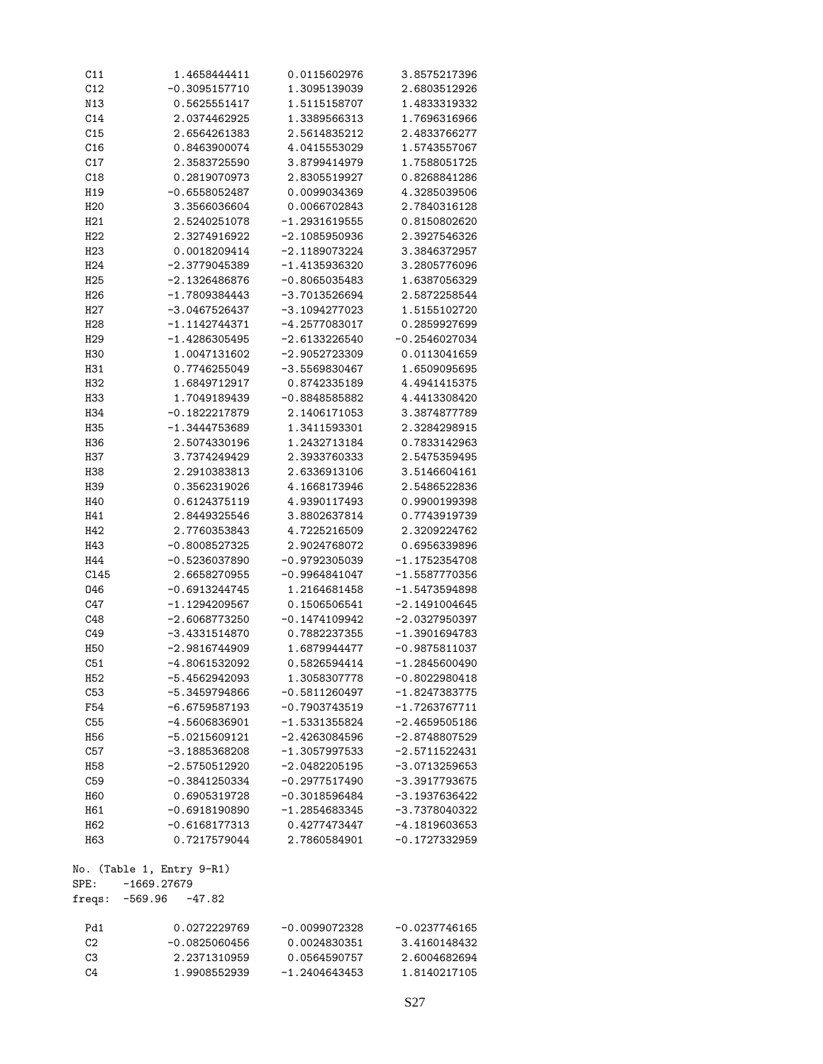```
C11         1.4658444411     0.0115602976     3.8575217396
C12        -0.3095157710     1.3095139039     2.6803512926
N13         0.5625551417     1.5115158707     1.4833319332
C14         2.0374462925     1.3389566313     1.7696316966
C15         2.6564261383     2.5614835212     2.4833766277
C16         0.8463900074     4.0415553029     1.5743557067
C17         2.3583725590     3.8799414979     1.7588051725
C18         0.2819070973     2.8305519927     0.8268841286
H19        -0.6558052487     0.0099034369     4.3285039506
H20         3.3566036604     0.0066702843     2.7840316128
H21         2.5240251078    -1.2931619555     0.8150802620
H22         2.3274916922    -2.1085950936     2.3927546326
H23         0.0018209414    -2.1189073224     3.3846372957
H24        -2.3779045389    -1.4135936320     3.2805776096
H25        -2.1326486876    -0.8065035483     1.6387056329
H26        -1.7809384443    -3.7013526694     2.5872258544
H27        -3.0467526437    -3.1094277023     1.5155102720
H28        -1.1142744371    -4.2577083017     0.2859927699
H29        -1.4286305495    -2.6133226540    -0.2546027034
H30         1.0047131602    -2.9052723309     0.0113041659
H31         0.7746255049    -3.5569830467     1.6509095695
H32         1.6849712917     0.8742335189     4.4941415375
H33         1.7049189439    -0.8848585882     4.4413308420
H34        -0.1822217879     2.1406171053     3.3874877789
H35        -1.3444753689     1.3411593301     2.3284298915
H36         2.5074330196     1.2432713184     0.7833142963
H37         3.7374249429     2.3933760333     2.5475359495
H38         2.2910383813     2.6336913106     3.5146604161
H39         0.3562319026     4.1668173946     2.5486522836
H40         0.6124375119     4.9390117493     0.9900199398
H41         2.8449325546     3.8802637814     0.7743919739
H42         2.7760353843     4.7225216509     2.3209224762
H43        -0.8008527325     2.9024768072     0.6956339896
H44        -0.5236037890    -0.9792305039    -1.1752354708
Cl45        2.6658270955    -0.9964841047    -1.5587770356
O46        -0.6913244745     1.2164681458    -1.5473594898
C47        -1.1294209567     0.1506506541    -2.1491004645
C48        -2.6068773250    -0.1474109942    -2.0327950397
C49        -3.4331514870     0.7882237355    -1.3901694783
H50        -2.9816744909     1.6879944477    -0.9875811037
C51        -4.8061532092     0.5826594414    -1.2845600490
H52        -5.4562942093     1.3058307778    -0.8022980418
C53        -5.3459794866    -0.5811260497    -1.8247383775
F54        -6.6759587193    -0.7903743519    -1.7263767711
C55        -4.5606836901    -1.5331355824    -2.4659505186
H56        -5.0215609121    -2.4263084596    -2.8748807529
C57        -3.1885368208    -1.3057997533    -2.5711522431
H58        -2.5750512920    -2.0482205195    -3.0713259653
C59        -0.3841250334    -0.2977517490    -3.3917793675
H60         0.6905319728    -0.3018596484    -3.1937636422
H61        -0.6918190890    -1.2854683345    -3.7378040322
H62        -0.6168177313     0.4277473447    -4.1819603653
H63         0.7217579044     2.7860584901    -0.1727332959
```

No. (Table 1, Entry 9-R1)
SPE: -1669.27679
freqs: -569.96 -47.82

```
Pd1         0.0272229769    -0.0099072328    -0.0237746165
C2         -0.0825060456     0.0024830351     3.4160148432
C3          2.2371310959     0.0564590757     2.6004682694
C4          1.9908552939    -1.2404643453     1.8140217105
```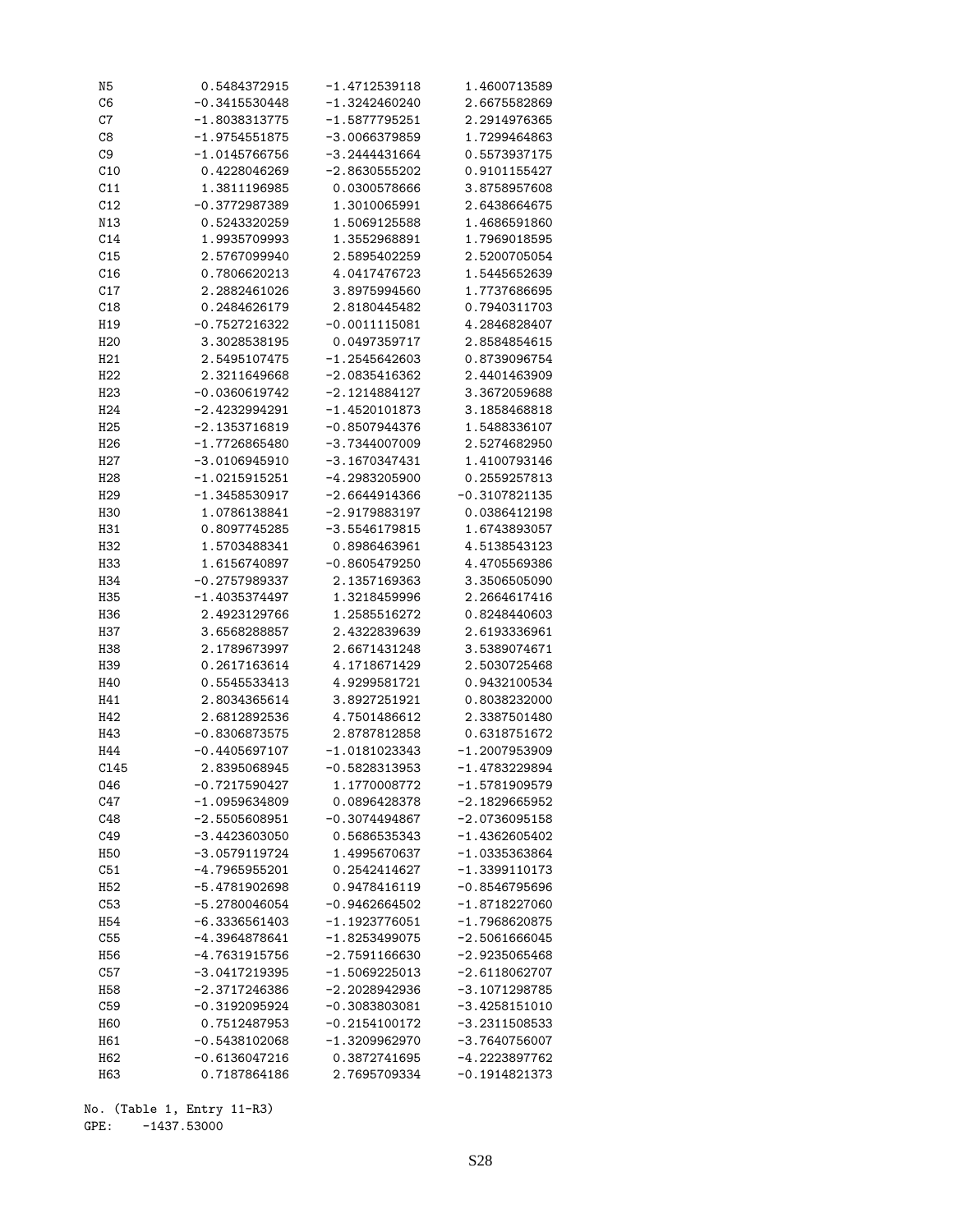```
N5      0.5484372915   -1.4712539118    1.4600713589
C6     -0.3415530448   -1.3242460240    2.6675582869
C7     -1.8038313775   -1.5877795251    2.2914976365
C8     -1.9754551875   -3.0066379859    1.7299464863
C9     -1.0145766756   -3.2444431664    0.5573937175
C10     0.4228046269   -2.8630555202    0.9101155427
C11     1.3811196985    0.0300578666    3.8758957608
C12    -0.3772987389    1.3010065991    2.6438664675
N13     0.5243320259    1.5069125588    1.4686591860
C14     1.9935709993    1.3552968891    1.7969018595
C15     2.5767099940    2.5895402259    2.5200705054
C16     0.7806620213    4.0417476723    1.5445652639
C17     2.2882461026    3.8975994560    1.7737686695
C18     0.2484626179    2.8180445482    0.7940311703
H19    -0.7527216322   -0.0011115081    4.2846828407
H20     3.3028538195    0.0497359717    2.8584854615
H21     2.5495107475   -1.2545642603    0.8739096754
H22     2.3211649668   -2.0835416362    2.4401463909
H23    -0.0360619742   -2.1214884127    3.3672059688
H24    -2.4232994291   -1.4520101873    3.1858468818
H25    -2.1353716819   -0.8507944376    1.5488336107
H26    -1.7726865480   -3.7344007009    2.5274682950
H27    -3.0106945910   -3.1670347431    1.4100793146
H28    -1.0215915251   -4.2983205900    0.2559257813
H29    -1.3458530917   -2.6644914366   -0.3107821135
H30     1.0786138841   -2.9179883197    0.0386412198
H31     0.8097745285   -3.5546179815    1.6743893057
H32     1.5703488341    0.8986463961    4.5138543123
H33     1.6156740897   -0.8605479250    4.4705569386
H34    -0.2757989337    2.1357169363    3.3506505090
H35    -1.4035374497    1.3218459996    2.2664617416
H36     2.4923129766    1.2585516272    0.8248440603
H37     3.6568288857    2.4322839639    2.6193336961
H38     2.1789673997    2.6671431248    3.5389074671
H39     0.2617163614    4.1718671429    2.5030725468
H40     0.5545533413    4.9299581721    0.9432100534
H41     2.8034365614    3.8927251921    0.8038232000
H42     2.6812892536    4.7501486612    2.3387501480
H43    -0.8306873575    2.8787812858    0.6318751672
H44    -0.4405697107   -1.0181023343   -1.2007953909
Cl45    2.8395068945   -0.5828313953   -1.4783229894
O46    -0.7217590427    1.1770008772   -1.5781909579
C47    -1.0959634809    0.0896428378   -2.1829665952
C48    -2.5505608951   -0.3074494867   -2.0736095158
C49    -3.4423603050    0.5686535343   -1.4362605402
H50    -3.0579119724    1.4995670637   -1.0335363864
C51    -4.7965955201    0.2542414627   -1.3399110173
H52    -5.4781902698    0.9478416119   -0.8546795696
C53    -5.2780046054   -0.9462664502   -1.8718227060
H54    -6.3336561403   -1.1923776051   -1.7968620875
C55    -4.3964878641   -1.8253499075   -2.5061666045
H56    -4.7631915756   -2.7591166630   -2.9235065468
C57    -3.0417219395   -1.5069225013   -2.6118062707
H58    -2.3717246386   -2.2028942936   -3.1071298785
C59    -0.3192095924   -0.3083803081   -3.4258151010
H60     0.7512487953   -0.2154100172   -3.2311508533
H61    -0.5438102068   -1.3209962970   -3.7640756007
H62    -0.6136047216    0.3872741695   -4.2223897762
H63     0.7187864186    2.7695709334   -0.1914821373
```

No. (Table 1, Entry 11-R3)
GPE: -1437.53000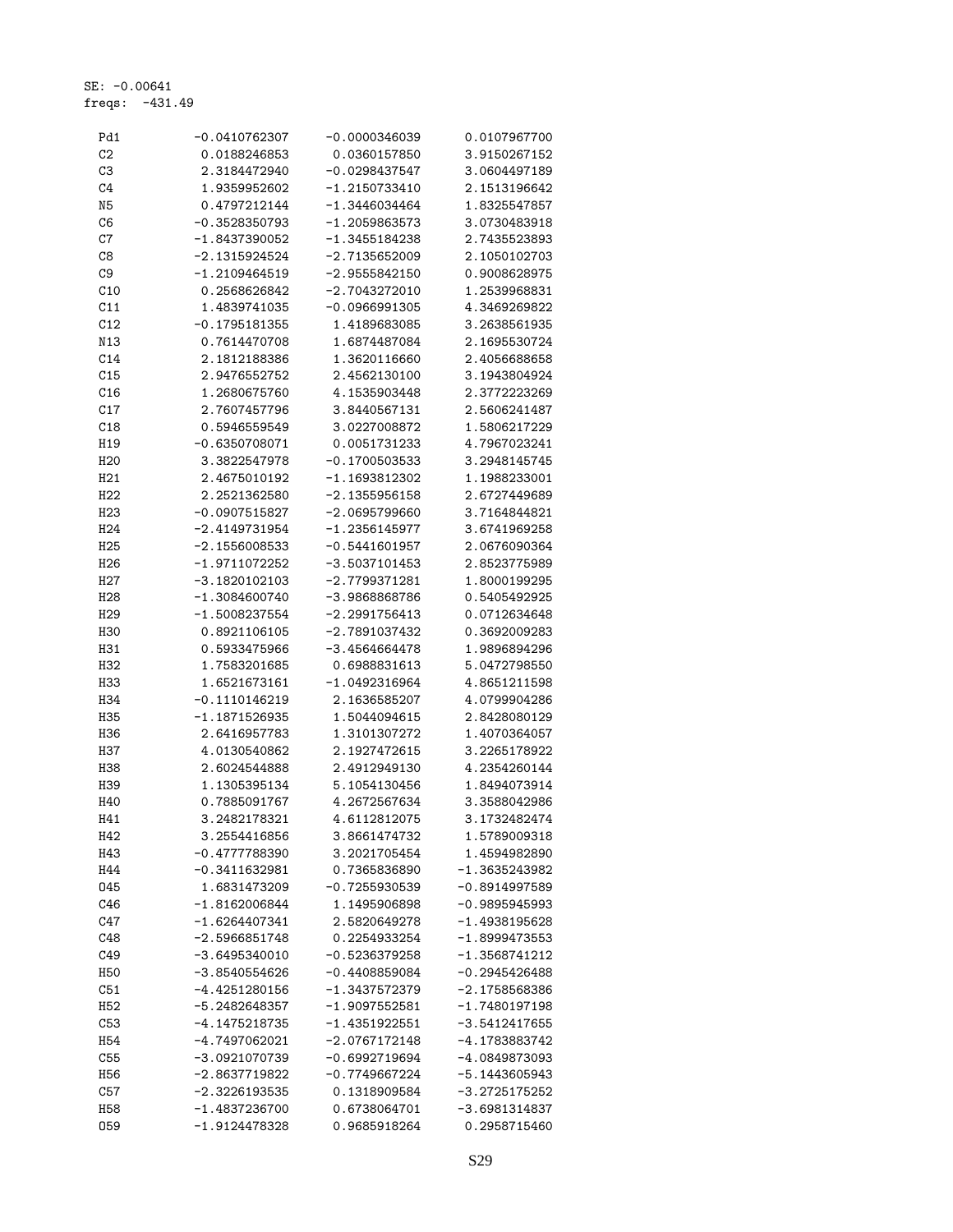SE: -0.00641
freqs: -431.49

```
Pd1   -0.0410762307   -0.0000346039    0.0107967700
C2     0.0188246853    0.0360157850    3.9150267152
C3     2.3184472940   -0.0298437547    3.0604497189
C4     1.9359952602   -1.2150733410    2.1513196642
N5     0.4797212144   -1.3446034464    1.8325547857
C6    -0.3528350793   -1.2059863573    3.0730483918
C7    -1.8437390052   -1.3455184238    2.7435523893
C8    -2.1315924524   -2.7135652009    2.1050102703
C9    -1.2109464519   -2.9555842150    0.9008628975
C10    0.2568626842   -2.7043272010    1.2539968831
C11    1.4839741035   -0.0966991305    4.3469269822
C12   -0.1795181355    1.4189683085    3.2638561935
N13    0.7614470708    1.6874487084    2.1695530724
C14    2.1812188386    1.3620116660    2.4056688658
C15    2.9476552752    2.4562130100    3.1943804924
C16    1.2680675760    4.1535903448    2.3772223269
C17    2.7607457796    3.8440567131    2.5606241487
C18    0.5946559549    3.0227008872    1.5806217229
H19   -0.6350708071    0.0051731233    4.7967023241
H20    3.3822547978   -0.1700503533    3.2948145745
H21    2.4675010192   -1.1693812302    1.1988233001
H22    2.2521362580   -2.1355956158    2.6727449689
H23   -0.0907515827   -2.0695799660    3.7164844821
H24   -2.4149731954   -1.2356145977    3.6741969258
H25   -2.1556008533   -0.5441601957    2.0676090364
H26   -1.9711072252   -3.5037101453    2.8523775989
H27   -3.1820102103   -2.7799371281    1.8000199295
H28   -1.3084600740   -3.9868868786    0.5405492925
H29   -1.5008237554   -2.2991756413    0.0712634648
H30    0.8921106105   -2.7891037432    0.3692009283
H31    0.5933475966   -3.4564664478    1.9896894296
H32    1.7583201685    0.6988831613    5.0472798550
H33    1.6521673161   -1.0492316964    4.8651211598
H34   -0.1110146219    2.1636585207    4.0799904286
H35   -1.1871526935    1.5044094615    2.8428080129
H36    2.6416957783    1.3101307272    1.4070364057
H37    4.0130540862    2.1927472615    3.2265178922
H38    2.6024544888    2.4912949130    4.2354260144
H39    1.1305395134    5.1054130456    1.8494073914
H40    0.7885091767    4.2672567634    3.3588042986
H41    3.2482178321    4.6112812075    3.1732482474
H42    3.2554416856    3.8661474732    1.5789009318
H43   -0.4777788390    3.2021705454    1.4594982890
H44   -0.3411632981    0.7365836890   -1.3635243982
O45    1.6831473209   -0.7255930539   -0.8914997589
C46   -1.8162006844    1.1495906898   -0.9895945993
C47   -1.6264407341    2.5820649278   -1.4938195628
C48   -2.5966851748    0.2254933254   -1.8999473553
C49   -3.6495340010   -0.5236379258   -1.3568741212
H50   -3.8540554626   -0.4408859084   -0.2945426488
C51   -4.4251280156   -1.3437572379   -2.1758568386
H52   -5.2482648357   -1.9097552581   -1.7480197198
C53   -4.1475218735   -1.4351922551   -3.5412417655
H54   -4.7497062021   -2.0767172148   -4.1783883742
C55   -3.0921070739   -0.6992719694   -4.0849873093
H56   -2.8637719822   -0.7749667224   -5.1443605943
C57   -2.3226193535    0.1318909584   -3.2725175252
H58   -1.4837236700    0.6738064701   -3.6981314837
O59   -1.9124478328    0.9685918264    0.2958715460
```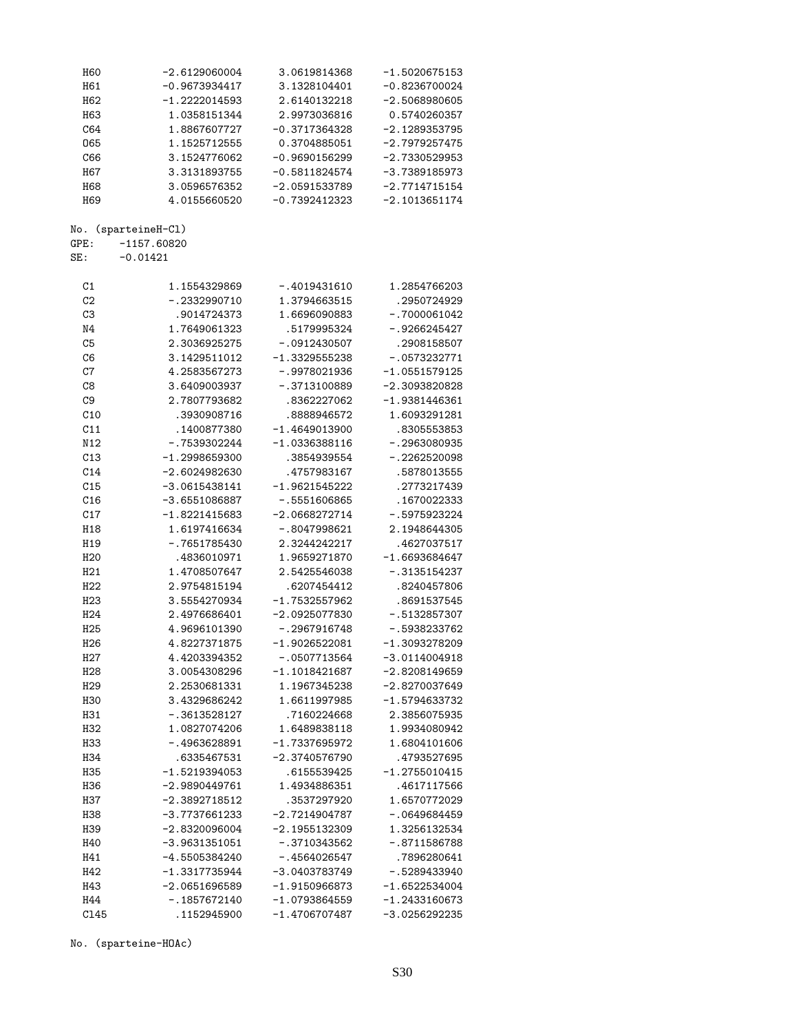| | | | |
|---|---|---|---|
| H60 | -2.6129060004 | 3.0619814368 | -1.5020675153 |
| H61 | -0.9673934417 | 3.1328104401 | -0.8236700024 |
| H62 | -1.2222014593 | 2.6140132218 | -2.5068980605 |
| H63 | 1.0358151344 | 2.9973036816 | 0.5740260357 |
| C64 | 1.8867607727 | -0.3717364328 | -2.1289353795 |
| O65 | 1.1525712555 | 0.3704885051 | -2.7979257475 |
| C66 | 3.1524776062 | -0.9690156299 | -2.7330529953 |
| H67 | 3.3131893755 | -0.5811824574 | -3.7389185973 |
| H68 | 3.0596576352 | -2.0591533789 | -2.7714715154 |
| H69 | 4.0155660520 | -0.7392412323 | -2.1013651174 |

No. (sparteineH-Cl)
GPE: -1157.60820
SE: -0.01421

| | | | |
|---|---|---|---|
| C1 | 1.1554329869 | -.4019431610 | 1.2854766203 |
| C2 | -.2332990710 | 1.3794663515 | .2950724929 |
| C3 | .9014724373 | 1.6696090883 | -.7000061042 |
| N4 | 1.7649061323 | .5179995324 | -.9266245427 |
| C5 | 2.3036925275 | -.0912430507 | .2908158507 |
| C6 | 3.1429511012 | -1.3329555238 | -.0573232771 |
| C7 | 4.2583567273 | -.9978021936 | -1.0551579125 |
| C8 | 3.6409003937 | -.3713100889 | -2.3093820828 |
| C9 | 2.7807793682 | .8362227062 | -1.9381446361 |
| C10 | .3930908716 | .8888946572 | 1.6093291281 |
| C11 | .1400877380 | -1.4649013900 | .8305553853 |
| N12 | -.7539302244 | -1.0336388116 | -.2963080935 |
| C13 | -1.2998659300 | .3854939554 | -.2262520098 |
| C14 | -2.6024982630 | .4757983167 | .5878013555 |
| C15 | -3.0615438141 | -1.9621545222 | .2773217439 |
| C16 | -3.6551086887 | -.5551606865 | .1670022333 |
| C17 | -1.8221415683 | -2.0668272714 | -.5975923224 |
| H18 | 1.6197416634 | -.8047998621 | 2.1948644305 |
| H19 | -.7651785430 | 2.3244242217 | .4627037517 |
| H20 | .4836010971 | 1.9659271870 | -1.6693684647 |
| H21 | 1.4708507647 | 2.5425546038 | -.3135154237 |
| H22 | 2.9754815194 | .6207454412 | .8240457806 |
| H23 | 3.5554270934 | -1.7532557962 | .8691537545 |
| H24 | 2.4976686401 | -2.0925077830 | -.5132857307 |
| H25 | 4.9696101390 | -.2967916748 | -.5938233762 |
| H26 | 4.8227371875 | -1.9026522081 | -1.3093278209 |
| H27 | 4.4203394352 | -.0507713564 | -3.0114004918 |
| H28 | 3.0054308296 | -1.1018421687 | -2.8208149659 |
| H29 | 2.2530681331 | 1.1967345238 | -2.8270037649 |
| H30 | 3.4329686242 | 1.6611997985 | -1.5794633732 |
| H31 | -.3613528127 | .7160224668 | 2.3856075935 |
| H32 | 1.0827074206 | 1.6489838118 | 1.9934080942 |
| H33 | -.4963628891 | -1.7337695972 | 1.6804101606 |
| H34 | .6335467531 | -2.3740576790 | .4793527695 |
| H35 | -1.5219394053 | .6155539425 | -1.2755010415 |
| H36 | -2.9890449761 | 1.4934886351 | .4617117566 |
| H37 | -2.3892718512 | .3537297920 | 1.6570772029 |
| H38 | -3.7737661233 | -2.7214904787 | -.0649684459 |
| H39 | -2.8320096004 | -2.1955132309 | 1.3256132534 |
| H40 | -3.9631351051 | -.3710343562 | -.8711586788 |
| H41 | -4.5505384240 | -.4564026547 | .7896280641 |
| H42 | -1.3317735944 | -3.0403783749 | -.5289433940 |
| H43 | -2.0651696589 | -1.9150966873 | -1.6522534004 |
| H44 | -.1857672140 | -1.0793864559 | -1.2433160673 |
| Cl45 | .1152945900 | -1.4706707487 | -3.0256292235 |

No. (sparteine-HOAc)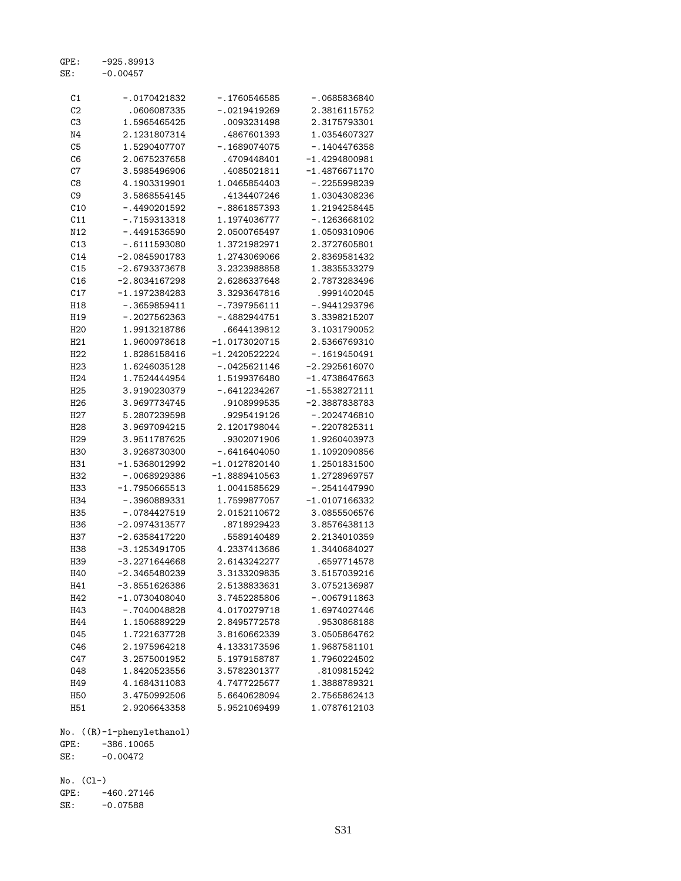GPE: -925.89913
SE: -0.00457

| | | | |
|---|---|---|---|
| C1 | -.0170421832 | -.1760546585 | -.0685836840 |
| C2 | .0606087335 | -.0219419269 | 2.3816115752 |
| C3 | 1.5965465425 | .0093231498 | 2.3175793301 |
| N4 | 2.1231807314 | .4867601393 | 1.0354607327 |
| C5 | 1.5290407707 | -.1689074075 | -.1404476358 |
| C6 | 2.0675237658 | .4709448401 | -1.4294800981 |
| C7 | 3.5985496906 | .4085021811 | -1.4876671170 |
| C8 | 4.1903319901 | 1.0465854403 | -.2255998239 |
| C9 | 3.5868554145 | .4134407246 | 1.0304308236 |
| C10 | -.4490201592 | -.8861857393 | 1.2194258445 |
| C11 | -.7159313318 | 1.1974036777 | -.1263668102 |
| N12 | -.4491536590 | 2.0500765497 | 1.0509310906 |
| C13 | -.6111593080 | 1.3721982971 | 2.3727605801 |
| C14 | -2.0845901783 | 1.2743069066 | 2.8369581432 |
| C15 | -2.6793373678 | 3.2323988858 | 1.3835533279 |
| C16 | -2.8034167298 | 2.6286337648 | 2.7873283496 |
| C17 | -1.1972384283 | 3.3293647816 | .9991402045 |
| H18 | -.3659859411 | -.7397956111 | -.9441293796 |
| H19 | -.2027562363 | -.4882944751 | 3.3398215207 |
| H20 | 1.9913218786 | .6644139812 | 3.1031790052 |
| H21 | 1.9600978618 | -1.0173020715 | 2.5366769310 |
| H22 | 1.8286158416 | -1.2420522224 | -.1619450491 |
| H23 | 1.6246035128 | -.0425621146 | -2.2925616070 |
| H24 | 1.7524444954 | 1.5199376480 | -1.4738647663 |
| H25 | 3.9190230379 | -.6412234267 | -1.5538272111 |
| H26 | 3.9697734745 | .9108999535 | -2.3887838783 |
| H27 | 5.2807239598 | .9295419126 | -.2024746810 |
| H28 | 3.9697094215 | 2.1201798044 | -.2207825311 |
| H29 | 3.9511787625 | .9302071906 | 1.9260403973 |
| H30 | 3.9268730300 | -.6416404050 | 1.1092090856 |
| H31 | -1.5368012992 | -1.0127820140 | 1.2501831500 |
| H32 | -.0068929386 | -1.8889410563 | 1.2728969757 |
| H33 | -1.7950665513 | 1.0041585629 | -.2541447990 |
| H34 | -.3960889331 | 1.7599877057 | -1.0107166332 |
| H35 | -.0784427519 | 2.0152110672 | 3.0855506576 |
| H36 | -2.0974313577 | .8718929423 | 3.8576438113 |
| H37 | -2.6358417220 | .5589140489 | 2.2134010359 |
| H38 | -3.1253491705 | 4.2337413686 | 1.3440684027 |
| H39 | -3.2271644668 | 2.6143242277 | .6597714578 |
| H40 | -2.3465480239 | 3.3133209835 | 3.5157039216 |
| H41 | -3.8551626386 | 2.5138833631 | 3.0752136987 |
| H42 | -1.0730408040 | 3.7452285806 | -.0067911863 |
| H43 | -.7040048828 | 4.0170279718 | 1.6974027446 |
| H44 | 1.1506889229 | 2.8495772578 | .9530868188 |
| O45 | 1.7221637728 | 3.8160662339 | 3.0505864762 |
| C46 | 2.1975964218 | 4.1333173596 | 1.9687581101 |
| C47 | 3.2575001952 | 5.1979158787 | 1.7960224502 |
| O48 | 1.8420523556 | 3.5782301377 | .8109815242 |
| H49 | 4.1684311083 | 4.7477225677 | 1.3888789321 |
| H50 | 3.4750992506 | 5.6640628094 | 2.7565862413 |
| H51 | 2.9206643358 | 5.9521069499 | 1.0787612103 |

No. ((R)-1-phenylethanol)
GPE: -386.10065
SE: -0.00472

No. (Cl-)
GPE: -460.27146
SE: -0.07588